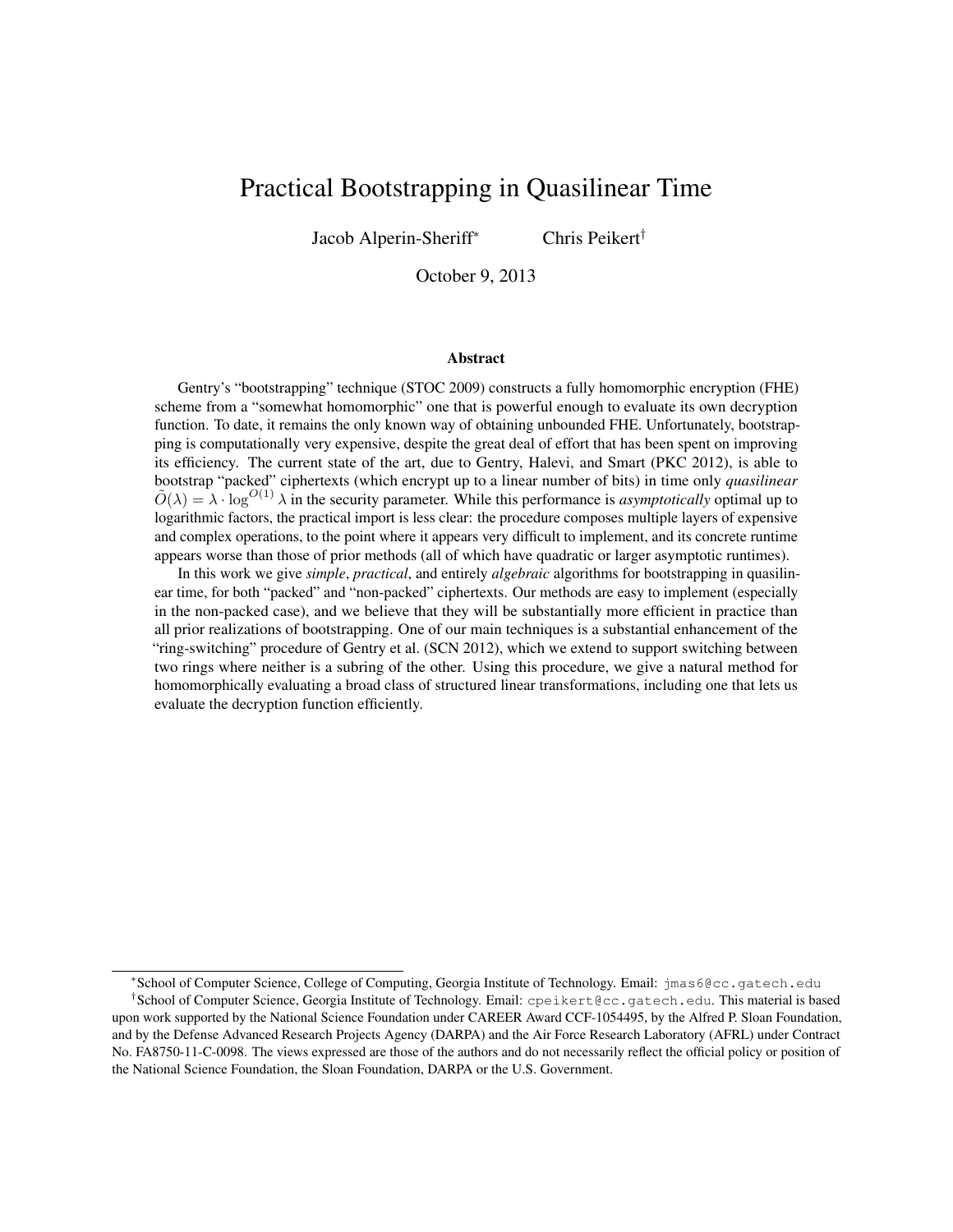# Practical Bootstrapping in Quasilinear Time

Jacob Alperin-Sheriff[*] Chris Peikert[†]

October 9, 2013

## Abstract

Gentry's "bootstrapping" technique (STOC 2009) constructs a fully homomorphic encryption (FHE) scheme from a "somewhat homomorphic" one that is powerful enough to evaluate its own decryption function. To date, it remains the only known way of obtaining unbounded FHE. Unfortunately, bootstrapping is computationally very expensive, despite the great deal of effort that has been spent on improving its efficiency. The current state of the art, due to Gentry, Halevi, and Smart (PKC 2012), is able to bootstrap "packed" ciphertexts (which encrypt up to a linear number of bits) in time only *quasilinear* $\tilde{O}(\lambda) = \lambda \cdot \log^{O(1)} \lambda$ in the security parameter. While this performance is *asymptotically* optimal up to logarithmic factors, the practical import is less clear: the procedure composes multiple layers of expensive and complex operations, to the point where it appears very difficult to implement, and its concrete runtime appears worse than those of prior methods (all of which have quadratic or larger asymptotic runtimes).

In this work we give *simple*, *practical*, and entirely *algebraic* algorithms for bootstrapping in quasilinear time, for both "packed" and "non-packed" ciphertexts. Our methods are easy to implement (especially in the non-packed case), and we believe that they will be substantially more efficient in practice than all prior realizations of bootstrapping. One of our main techniques is a substantial enhancement of the "ring-switching" procedure of Gentry et al. (SCN 2012), which we extend to support switching between two rings where neither is a subring of the other. Using this procedure, we give a natural method for homomorphically evaluating a broad class of structured linear transformations, including one that lets us evaluate the decryption function efficiently.

---

[*] School of Computer Science, College of Computing, Georgia Institute of Technology. Email: jmas6@cc.gatech.edu

[†] School of Computer Science, Georgia Institute of Technology. Email: cpeikert@cc.gatech.edu. This material is based upon work supported by the National Science Foundation under CAREER Award CCF-1054495, by the Alfred P. Sloan Foundation, and by the Defense Advanced Research Projects Agency (DARPA) and the Air Force Research Laboratory (AFRL) under Contract No. FA8750-11-C-0098. The views expressed are those of the authors and do not necessarily reflect the official policy or position of the National Science Foundation, the Sloan Foundation, DARPA or the U.S. Government.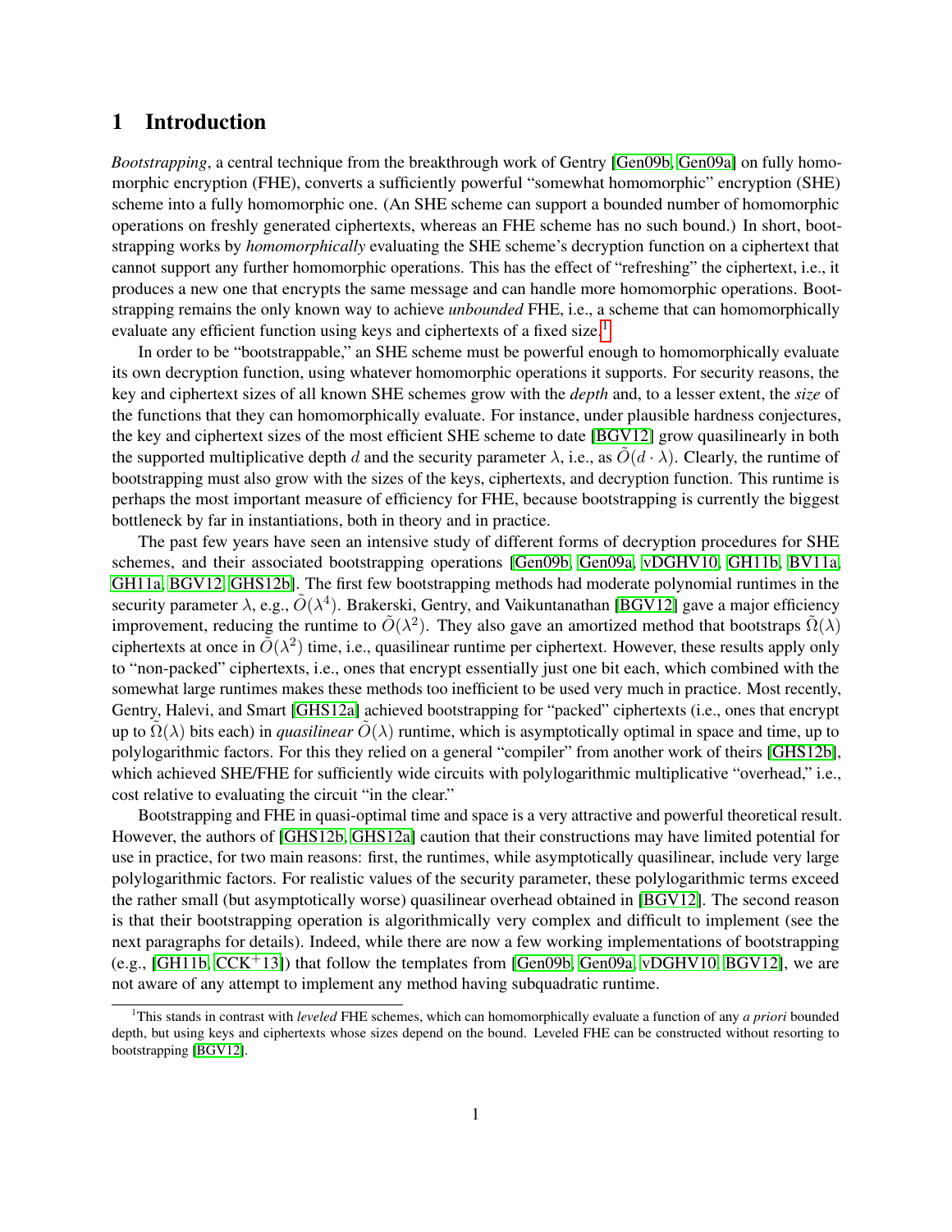## 1 Introduction

*Bootstrapping*, a central technique from the breakthrough work of Gentry [Gen09b, Gen09a] on fully homomorphic encryption (FHE), converts a sufficiently powerful "somewhat homomorphic" encryption (SHE) scheme into a fully homomorphic one. (An SHE scheme can support a bounded number of homomorphic operations on freshly generated ciphertexts, whereas an FHE scheme has no such bound.) In short, bootstrapping works by *homomorphically* evaluating the SHE scheme's decryption function on a ciphertext that cannot support any further homomorphic operations. This has the effect of "refreshing" the ciphertext, i.e., it produces a new one that encrypts the same message and can handle more homomorphic operations. Bootstrapping remains the only known way to achieve *unbounded* FHE, i.e., a scheme that can homomorphically evaluate any efficient function using keys and ciphertexts of a fixed size.[1]

In order to be "bootstrappable," an SHE scheme must be powerful enough to homomorphically evaluate its own decryption function, using whatever homomorphic operations it supports. For security reasons, the key and ciphertext sizes of all known SHE schemes grow with the *depth* and, to a lesser extent, the *size* of the functions that they can homomorphically evaluate. For instance, under plausible hardness conjectures, the key and ciphertext sizes of the most efficient SHE scheme to date [BGV12] grow quasilinearly in both the supported multiplicative depth $d$ and the security parameter $\lambda$, i.e., as $\tilde{O}(d \cdot \lambda)$. Clearly, the runtime of bootstrapping must also grow with the sizes of the keys, ciphertexts, and decryption function. This runtime is perhaps the most important measure of efficiency for FHE, because bootstrapping is currently the biggest bottleneck by far in instantiations, both in theory and in practice.

The past few years have seen an intensive study of different forms of decryption procedures for SHE schemes, and their associated bootstrapping operations [Gen09b, Gen09a, vDGHV10, GH11b, BV11a, GH11a, BGV12, GHS12b]. The first few bootstrapping methods had moderate polynomial runtimes in the security parameter $\lambda$, e.g., $\tilde{O}(\lambda^4)$. Brakerski, Gentry, and Vaikuntanathan [BGV12] gave a major efficiency improvement, reducing the runtime to $\tilde{O}(\lambda^2)$. They also gave an amortized method that bootstraps $\tilde{\Omega}(\lambda)$ ciphertexts at once in $\tilde{O}(\lambda^2)$ time, i.e., quasilinear runtime per ciphertext. However, these results apply only to "non-packed" ciphertexts, i.e., ones that encrypt essentially just one bit each, which combined with the somewhat large runtimes makes these methods too inefficient to be used very much in practice. Most recently, Gentry, Halevi, and Smart [GHS12a] achieved bootstrapping for "packed" ciphertexts (i.e., ones that encrypt up to $\tilde{\Omega}(\lambda)$ bits each) in *quasilinear* $\tilde{O}(\lambda)$ runtime, which is asymptotically optimal in space and time, up to polylogarithmic factors. For this they relied on a general "compiler" from another work of theirs [GHS12b], which achieved SHE/FHE for sufficiently wide circuits with polylogarithmic multiplicative "overhead," i.e., cost relative to evaluating the circuit "in the clear."

Bootstrapping and FHE in quasi-optimal time and space is a very attractive and powerful theoretical result. However, the authors of [GHS12b, GHS12a] caution that their constructions may have limited potential for use in practice, for two main reasons: first, the runtimes, while asymptotically quasilinear, include very large polylogarithmic factors. For realistic values of the security parameter, these polylogarithmic terms exceed the rather small (but asymptotically worse) quasilinear overhead obtained in [BGV12]. The second reason is that their bootstrapping operation is algorithmically very complex and difficult to implement (see the next paragraphs for details). Indeed, while there are now a few working implementations of bootstrapping (e.g., [GH11b, CCK+13]) that follow the templates from [Gen09b, Gen09a, vDGHV10, BGV12], we are not aware of any attempt to implement any method having subquadratic runtime.

[1] This stands in contrast with *leveled* FHE schemes, which can homomorphically evaluate a function of any *a priori* bounded depth, but using keys and ciphertexts whose sizes depend on the bound. Leveled FHE can be constructed without resorting to bootstrapping [BGV12].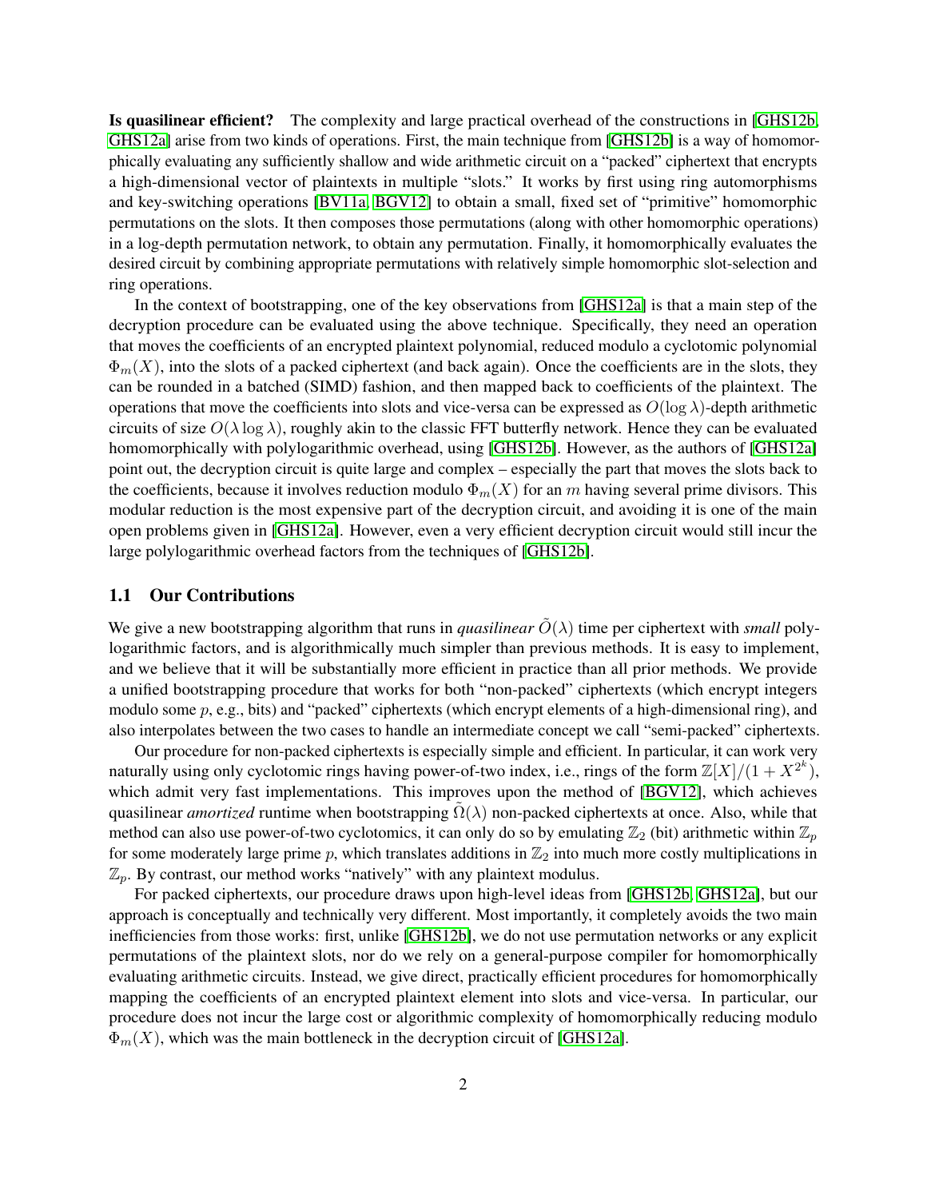**Is quasilinear efficient?** The complexity and large practical overhead of the constructions in [GHS12b, GHS12a] arise from two kinds of operations. First, the main technique from [GHS12b] is a way of homomorphically evaluating any sufficiently shallow and wide arithmetic circuit on a "packed" ciphertext that encrypts a high-dimensional vector of plaintexts in multiple "slots." It works by first using ring automorphisms and key-switching operations [BV11a, BGV12] to obtain a small, fixed set of "primitive" homomorphic permutations on the slots. It then composes those permutations (along with other homomorphic operations) in a log-depth permutation network, to obtain any permutation. Finally, it homomorphically evaluates the desired circuit by combining appropriate permutations with relatively simple homomorphic slot-selection and ring operations.

In the context of bootstrapping, one of the key observations from [GHS12a] is that a main step of the decryption procedure can be evaluated using the above technique. Specifically, they need an operation that moves the coefficients of an encrypted plaintext polynomial, reduced modulo a cyclotomic polynomial $\Phi_m(X)$, into the slots of a packed ciphertext (and back again). Once the coefficients are in the slots, they can be rounded in a batched (SIMD) fashion, and then mapped back to coefficients of the plaintext. The operations that move the coefficients into slots and vice-versa can be expressed as $O(\log \lambda)$-depth arithmetic circuits of size $O(\lambda \log \lambda)$, roughly akin to the classic FFT butterfly network. Hence they can be evaluated homomorphically with polylogarithmic overhead, using [GHS12b]. However, as the authors of [GHS12a] point out, the decryption circuit is quite large and complex – especially the part that moves the slots back to the coefficients, because it involves reduction modulo $\Phi_m(X)$ for an $m$ having several prime divisors. This modular reduction is the most expensive part of the decryption circuit, and avoiding it is one of the main open problems given in [GHS12a]. However, even a very efficient decryption circuit would still incur the large polylogarithmic overhead factors from the techniques of [GHS12b].

## 1.1 Our Contributions

We give a new bootstrapping algorithm that runs in *quasilinear* $\tilde{O}(\lambda)$ time per ciphertext with *small* polylogarithmic factors, and is algorithmically much simpler than previous methods. It is easy to implement, and we believe that it will be substantially more efficient in practice than all prior methods. We provide a unified bootstrapping procedure that works for both "non-packed" ciphertexts (which encrypt integers modulo some $p$, e.g., bits) and "packed" ciphertexts (which encrypt elements of a high-dimensional ring), and also interpolates between the two cases to handle an intermediate concept we call "semi-packed" ciphertexts.

Our procedure for non-packed ciphertexts is especially simple and efficient. In particular, it can work very naturally using only cyclotomic rings having power-of-two index, i.e., rings of the form $\mathbb{Z}[X]/(1 + X^{2^k})$, which admit very fast implementations. This improves upon the method of [BGV12], which achieves quasilinear *amortized* runtime when bootstrapping $\tilde{\Omega}(\lambda)$ non-packed ciphertexts at once. Also, while that method can also use power-of-two cyclotomics, it can only do so by emulating $\mathbb{Z}_2$ (bit) arithmetic within $\mathbb{Z}_p$ for some moderately large prime $p$, which translates additions in $\mathbb{Z}_2$ into much more costly multiplications in $\mathbb{Z}_p$. By contrast, our method works "natively" with any plaintext modulus.

For packed ciphertexts, our procedure draws upon high-level ideas from [GHS12b, GHS12a], but our approach is conceptually and technically very different. Most importantly, it completely avoids the two main inefficiencies from those works: first, unlike [GHS12b], we do not use permutation networks or any explicit permutations of the plaintext slots, nor do we rely on a general-purpose compiler for homomorphically evaluating arithmetic circuits. Instead, we give direct, practically efficient procedures for homomorphically mapping the coefficients of an encrypted plaintext element into slots and vice-versa. In particular, our procedure does not incur the large cost or algorithmic complexity of homomorphically reducing modulo $\Phi_m(X)$, which was the main bottleneck in the decryption circuit of [GHS12a].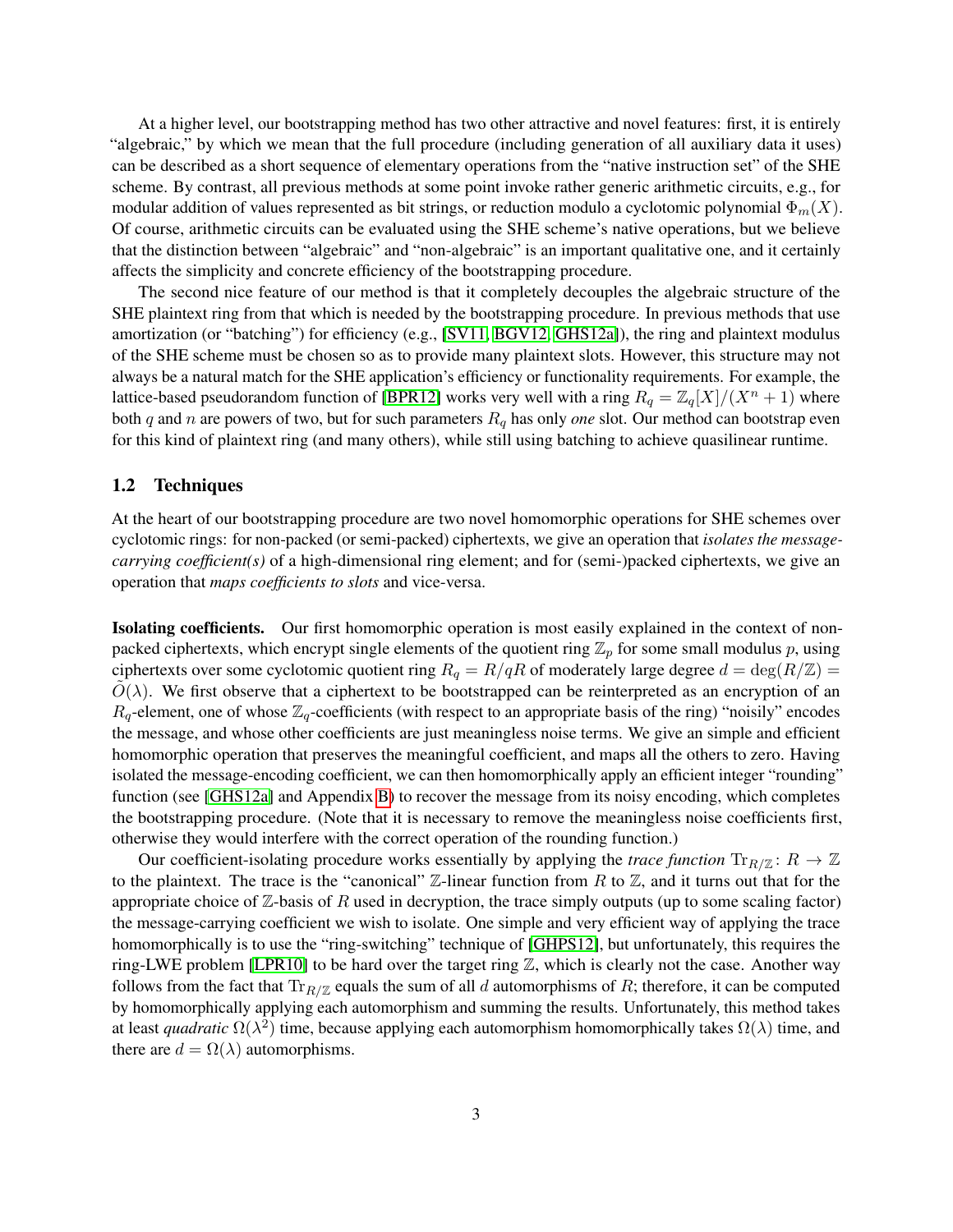At a higher level, our bootstrapping method has two other attractive and novel features: first, it is entirely "algebraic," by which we mean that the full procedure (including generation of all auxiliary data it uses) can be described as a short sequence of elementary operations from the "native instruction set" of the SHE scheme. By contrast, all previous methods at some point invoke rather generic arithmetic circuits, e.g., for modular addition of values represented as bit strings, or reduction modulo a cyclotomic polynomial $\Phi_m(X)$. Of course, arithmetic circuits can be evaluated using the SHE scheme's native operations, but we believe that the distinction between "algebraic" and "non-algebraic" is an important qualitative one, and it certainly affects the simplicity and concrete efficiency of the bootstrapping procedure.

The second nice feature of our method is that it completely decouples the algebraic structure of the SHE plaintext ring from that which is needed by the bootstrapping procedure. In previous methods that use amortization (or "batching") for efficiency (e.g., [SV11, BGV12, GHS12a]), the ring and plaintext modulus of the SHE scheme must be chosen so as to provide many plaintext slots. However, this structure may not always be a natural match for the SHE application's efficiency or functionality requirements. For example, the lattice-based pseudorandom function of [BPR12] works very well with a ring $R_q = \mathbb{Z}_q[X]/(X^n + 1)$ where both $q$ and $n$ are powers of two, but for such parameters $R_q$ has only *one* slot. Our method can bootstrap even for this kind of plaintext ring (and many others), while still using batching to achieve quasilinear runtime.

## 1.2 Techniques

At the heart of our bootstrapping procedure are two novel homomorphic operations for SHE schemes over cyclotomic rings: for non-packed (or semi-packed) ciphertexts, we give an operation that *isolates the message-carrying coefficient(s)* of a high-dimensional ring element; and for (semi-)packed ciphertexts, we give an operation that *maps coefficients to slots* and vice-versa.

**Isolating coefficients.** Our first homomorphic operation is most easily explained in the context of non-packed ciphertexts, which encrypt single elements of the quotient ring $\mathbb{Z}_p$ for some small modulus $p$, using ciphertexts over some cyclotomic quotient ring $R_q = R/qR$ of moderately large degree $d = \deg(R/\mathbb{Z}) = \tilde{O}(\lambda)$. We first observe that a ciphertext to be bootstrapped can be reinterpreted as an encryption of an $R_q$-element, one of whose $\mathbb{Z}_q$-coefficients (with respect to an appropriate basis of the ring) "noisily" encodes the message, and whose other coefficients are just meaningless noise terms. We give an simple and efficient homomorphic operation that preserves the meaningful coefficient, and maps all the others to zero. Having isolated the message-encoding coefficient, we can then homomorphically apply an efficient integer "rounding" function (see [GHS12a] and Appendix B) to recover the message from its noisy encoding, which completes the bootstrapping procedure. (Note that it is necessary to remove the meaningless noise coefficients first, otherwise they would interfere with the correct operation of the rounding function.)

Our coefficient-isolating procedure works essentially by applying the *trace function* $\mathrm{Tr}_{R/\mathbb{Z}} : R \to \mathbb{Z}$ to the plaintext. The trace is the "canonical" $\mathbb{Z}$-linear function from $R$ to $\mathbb{Z}$, and it turns out that for the appropriate choice of $\mathbb{Z}$-basis of $R$ used in decryption, the trace simply outputs (up to some scaling factor) the message-carrying coefficient we wish to isolate. One simple and very efficient way of applying the trace homomorphically is to use the "ring-switching" technique of [GHPS12], but unfortunately, this requires the ring-LWE problem [LPR10] to be hard over the target ring $\mathbb{Z}$, which is clearly not the case. Another way follows from the fact that $\mathrm{Tr}_{R/\mathbb{Z}}$ equals the sum of all $d$ automorphisms of $R$; therefore, it can be computed by homomorphically applying each automorphism and summing the results. Unfortunately, this method takes at least *quadratic* $\Omega(\lambda^2)$ time, because applying each automorphism homomorphically takes $\Omega(\lambda)$ time, and there are $d = \Omega(\lambda)$ automorphisms.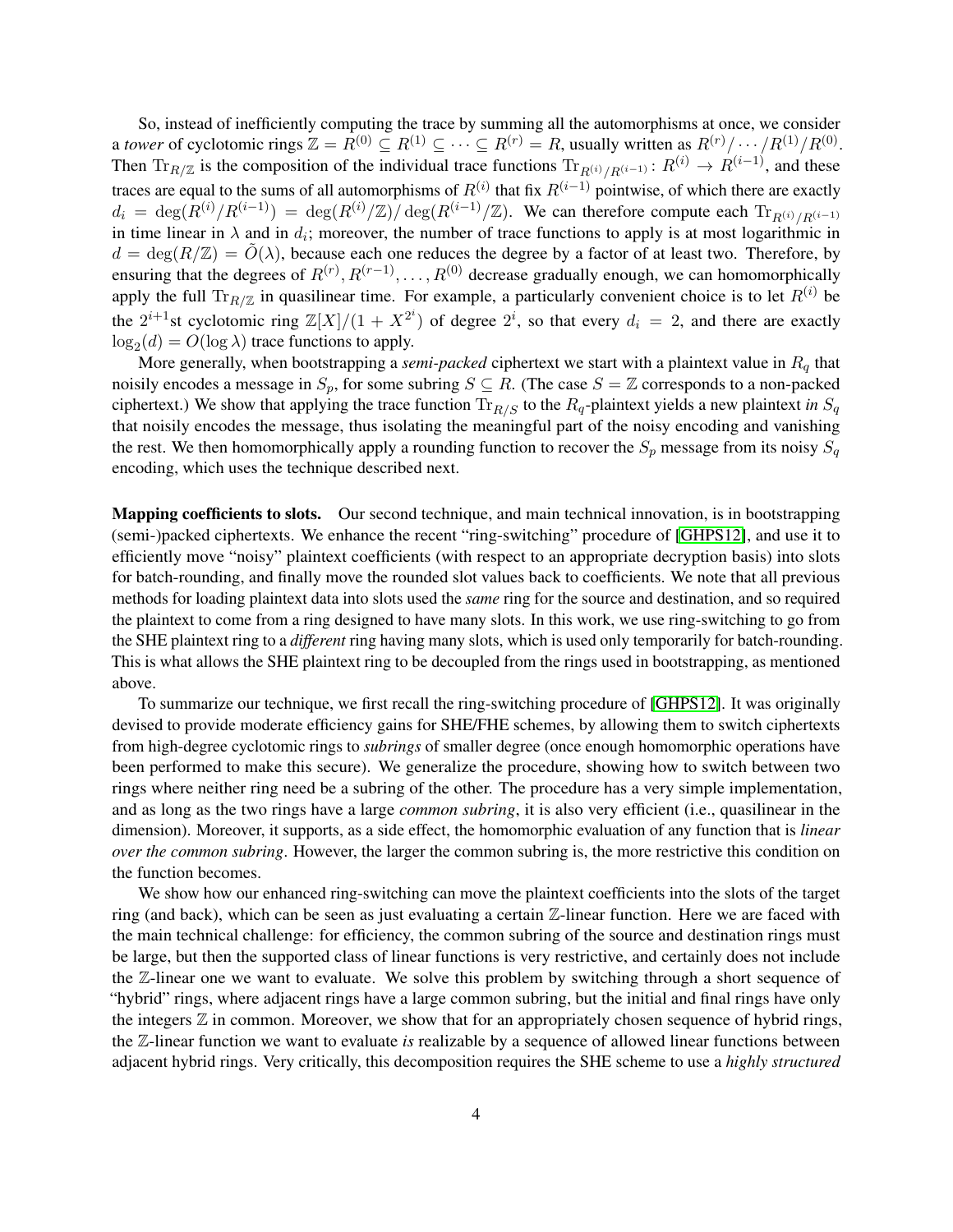So, instead of inefficiently computing the trace by summing all the automorphisms at once, we consider a *tower* of cyclotomic rings $\mathbb{Z} = R^{(0)} \subseteq R^{(1)} \subseteq \cdots \subseteq R^{(r)} = R$, usually written as $R^{(r)}/\cdots/R^{(1)}/R^{(0)}$. Then $\mathrm{Tr}_{R/\mathbb{Z}}$ is the composition of the individual trace functions $\mathrm{Tr}_{R^{(i)}/R^{(i-1)}} \colon R^{(i)} \to R^{(i-1)}$, and these traces are equal to the sums of all automorphisms of $R^{(i)}$ that fix $R^{(i-1)}$ pointwise, of which there are exactly $d_i = \deg(R^{(i)}/R^{(i-1)}) = \deg(R^{(i)}/\mathbb{Z})/\deg(R^{(i-1)}/\mathbb{Z})$. We can therefore compute each $\mathrm{Tr}_{R^{(i)}/R^{(i-1)}}$ in time linear in $\lambda$ and in $d_i$; moreover, the number of trace functions to apply is at most logarithmic in $d = \deg(R/\mathbb{Z}) = \tilde{O}(\lambda)$, because each one reduces the degree by a factor of at least two. Therefore, by ensuring that the degrees of $R^{(r)}, R^{(r-1)}, \ldots, R^{(0)}$ decrease gradually enough, we can homomorphically apply the full $\mathrm{Tr}_{R/\mathbb{Z}}$ in quasilinear time. For example, a particularly convenient choice is to let $R^{(i)}$ be the $2^{i+1}$st cyclotomic ring $\mathbb{Z}[X]/(1 + X^{2^i})$ of degree $2^i$, so that every $d_i = 2$, and there are exactly $\log_2(d) = O(\log \lambda)$ trace functions to apply.

More generally, when bootstrapping a *semi-packed* ciphertext we start with a plaintext value in $R_q$ that noisily encodes a message in $S_p$, for some subring $S \subseteq R$. (The case $S = \mathbb{Z}$ corresponds to a non-packed ciphertext.) We show that applying the trace function $\mathrm{Tr}_{R/S}$ to the $R_q$-plaintext yields a new plaintext *in* $S_q$ that noisily encodes the message, thus isolating the meaningful part of the noisy encoding and vanishing the rest. We then homomorphically apply a rounding function to recover the $S_p$ message from its noisy $S_q$ encoding, which uses the technique described next.

**Mapping coefficients to slots.** Our second technique, and main technical innovation, is in bootstrapping (semi-)packed ciphertexts. We enhance the recent "ring-switching" procedure of [GHPS12], and use it to efficiently move "noisy" plaintext coefficients (with respect to an appropriate decryption basis) into slots for batch-rounding, and finally move the rounded slot values back to coefficients. We note that all previous methods for loading plaintext data into slots used the *same* ring for the source and destination, and so required the plaintext to come from a ring designed to have many slots. In this work, we use ring-switching to go from the SHE plaintext ring to a *different* ring having many slots, which is used only temporarily for batch-rounding. This is what allows the SHE plaintext ring to be decoupled from the rings used in bootstrapping, as mentioned above.

To summarize our technique, we first recall the ring-switching procedure of [GHPS12]. It was originally devised to provide moderate efficiency gains for SHE/FHE schemes, by allowing them to switch ciphertexts from high-degree cyclotomic rings to *subrings* of smaller degree (once enough homomorphic operations have been performed to make this secure). We generalize the procedure, showing how to switch between two rings where neither ring need be a subring of the other. The procedure has a very simple implementation, and as long as the two rings have a large *common subring*, it is also very efficient (i.e., quasilinear in the dimension). Moreover, it supports, as a side effect, the homomorphic evaluation of any function that is *linear over the common subring*. However, the larger the common subring is, the more restrictive this condition on the function becomes.

We show how our enhanced ring-switching can move the plaintext coefficients into the slots of the target ring (and back), which can be seen as just evaluating a certain $\mathbb{Z}$-linear function. Here we are faced with the main technical challenge: for efficiency, the common subring of the source and destination rings must be large, but then the supported class of linear functions is very restrictive, and certainly does not include the $\mathbb{Z}$-linear one we want to evaluate. We solve this problem by switching through a short sequence of "hybrid" rings, where adjacent rings have a large common subring, but the initial and final rings have only the integers $\mathbb{Z}$ in common. Moreover, we show that for an appropriately chosen sequence of hybrid rings, the $\mathbb{Z}$-linear function we want to evaluate *is* realizable by a sequence of allowed linear functions between adjacent hybrid rings. Very critically, this decomposition requires the SHE scheme to use a *highly structured*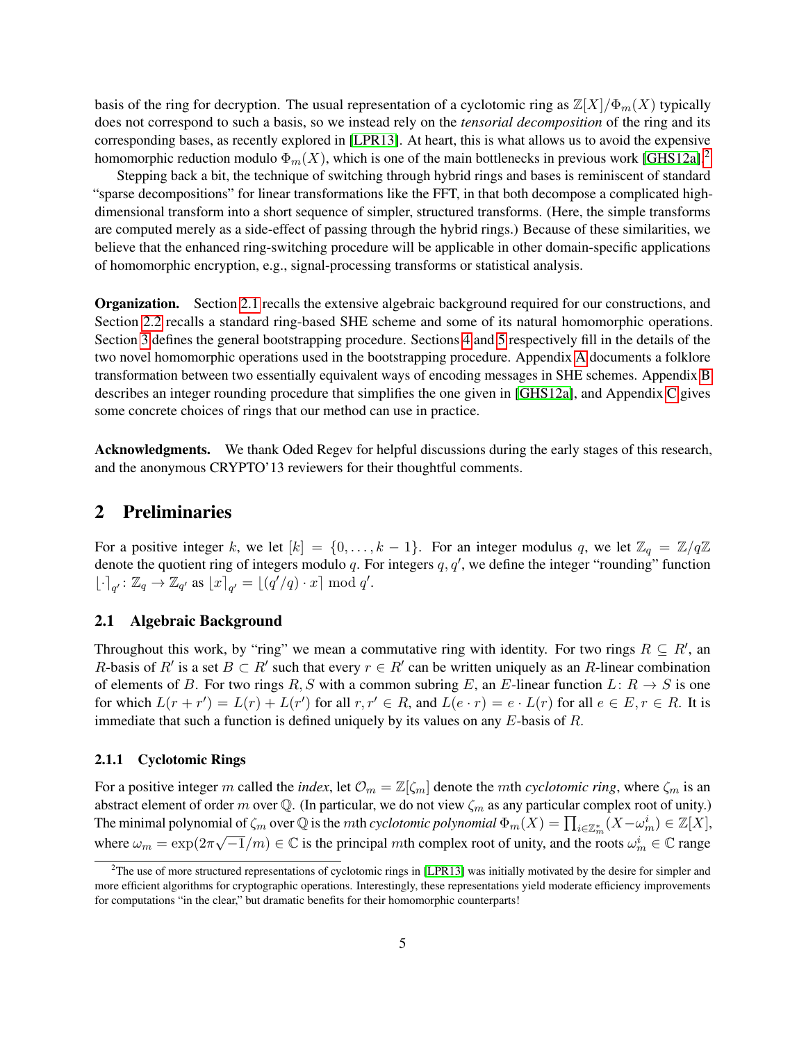basis of the ring for decryption. The usual representation of a cyclotomic ring as $\mathbb{Z}[X]/\Phi_m(X)$ typically does not correspond to such a basis, so we instead rely on the *tensorial decomposition* of the ring and its corresponding bases, as recently explored in [LPR13]. At heart, this is what allows us to avoid the expensive homomorphic reduction modulo $\Phi_m(X)$, which is one of the main bottlenecks in previous work [GHS12a].[2]

Stepping back a bit, the technique of switching through hybrid rings and bases is reminiscent of standard "sparse decompositions" for linear transformations like the FFT, in that both decompose a complicated high-dimensional transform into a short sequence of simpler, structured transforms. (Here, the simple transforms are computed merely as a side-effect of passing through the hybrid rings.) Because of these similarities, we believe that the enhanced ring-switching procedure will be applicable in other domain-specific applications of homomorphic encryption, e.g., signal-processing transforms or statistical analysis.

**Organization.** Section 2.1 recalls the extensive algebraic background required for our constructions, and Section 2.2 recalls a standard ring-based SHE scheme and some of its natural homomorphic operations. Section 3 defines the general bootstrapping procedure. Sections 4 and 5 respectively fill in the details of the two novel homomorphic operations used in the bootstrapping procedure. Appendix A documents a folklore transformation between two essentially equivalent ways of encoding messages in SHE schemes. Appendix B describes an integer rounding procedure that simplifies the one given in [GHS12a], and Appendix C gives some concrete choices of rings that our method can use in practice.

**Acknowledgments.** We thank Oded Regev for helpful discussions during the early stages of this research, and the anonymous CRYPTO'13 reviewers for their thoughtful comments.

## 2 Preliminaries

For a positive integer $k$, we let $[k] = \{0, \ldots, k-1\}$. For an integer modulus $q$, we let $\mathbb{Z}_q = \mathbb{Z}/q\mathbb{Z}$ denote the quotient ring of integers modulo $q$. For integers $q, q'$, we define the integer "rounding" function $\lfloor \cdot \rceil_{q'} : \mathbb{Z}_q \to \mathbb{Z}_{q'}$ as $\lfloor x \rceil_{q'} = \lfloor (q'/q) \cdot x \rceil \bmod q'$.

### 2.1 Algebraic Background

Throughout this work, by "ring" we mean a commutative ring with identity. For two rings $R \subseteq R'$, an $R$-basis of $R'$ is a set $B \subset R'$ such that every $r \in R'$ can be written uniquely as an $R$-linear combination of elements of $B$. For two rings $R, S$ with a common subring $E$, an $E$-linear function $L : R \to S$ is one for which $L(r + r') = L(r) + L(r')$ for all $r, r' \in R$, and $L(e \cdot r) = e \cdot L(r)$ for all $e \in E, r \in R$. It is immediate that such a function is defined uniquely by its values on any $E$-basis of $R$.

#### 2.1.1 Cyclotomic Rings

For a positive integer $m$ called the *index*, let $\mathcal{O}_m = \mathbb{Z}[\zeta_m]$ denote the $m$th *cyclotomic ring*, where $\zeta_m$ is an abstract element of order $m$ over $\mathbb{Q}$. (In particular, we do not view $\zeta_m$ as any particular complex root of unity.) The minimal polynomial of $\zeta_m$ over $\mathbb{Q}$ is the $m$th *cyclotomic polynomial* $\Phi_m(X) = \prod_{i \in \mathbb{Z}_m^*}(X - \omega_m^i) \in \mathbb{Z}[X]$, where $\omega_m = \exp(2\pi\sqrt{-1}/m) \in \mathbb{C}$ is the principal $m$th complex root of unity, and the roots $\omega_m^i \in \mathbb{C}$ range

[2] The use of more structured representations of cyclotomic rings in [LPR13] was initially motivated by the desire for simpler and more efficient algorithms for cryptographic operations. Interestingly, these representations yield moderate efficiency improvements for computations "in the clear," but dramatic benefits for their homomorphic counterparts!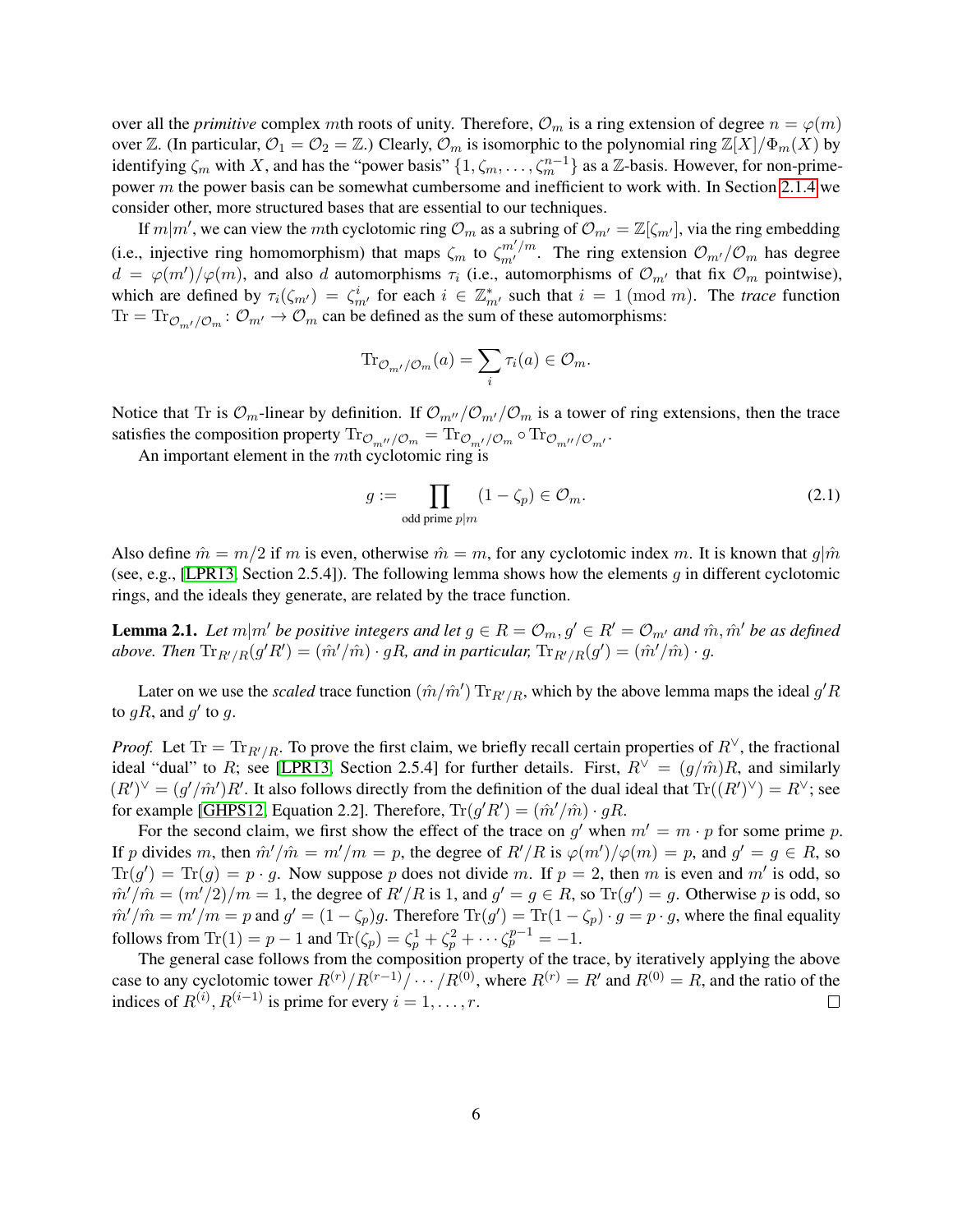over all the *primitive* complex $m$th roots of unity. Therefore, $\mathcal{O}_m$ is a ring extension of degree $n = \varphi(m)$ over $\mathbb{Z}$. (In particular, $\mathcal{O}_1 = \mathcal{O}_2 = \mathbb{Z}$.) Clearly, $\mathcal{O}_m$ is isomorphic to the polynomial ring $\mathbb{Z}[X]/\Phi_m(X)$ by identifying $\zeta_m$ with $X$, and has the "power basis" $\{1, \zeta_m, \ldots, \zeta_m^{n-1}\}$ as a $\mathbb{Z}$-basis. However, for non-prime-power $m$ the power basis can be somewhat cumbersome and inefficient to work with. In Section 2.1.4 we consider other, more structured bases that are essential to our techniques.

If $m | m'$, we can view the $m$th cyclotomic ring $\mathcal{O}_m$ as a subring of $\mathcal{O}_{m'} = \mathbb{Z}[\zeta_{m'}]$, via the ring embedding (i.e., injective ring homomorphism) that maps $\zeta_m$ to $\zeta_{m'}^{m'/m}$. The ring extension $\mathcal{O}_{m'}/\mathcal{O}_m$ has degree $d = \varphi(m')/\varphi(m)$, and also $d$ automorphisms $\tau_i$ (i.e., automorphisms of $\mathcal{O}_{m'}$ that fix $\mathcal{O}_m$ pointwise), which are defined by $\tau_i(\zeta_{m'}) = \zeta_{m'}^i$ for each $i \in \mathbb{Z}_{m'}^*$ such that $i = 1 \pmod{m}$. The *trace* function $\mathrm{Tr} = \mathrm{Tr}_{\mathcal{O}_{m'}/\mathcal{O}_m} \colon \mathcal{O}_{m'} \to \mathcal{O}_m$ can be defined as the sum of these automorphisms:

$$\mathrm{Tr}_{\mathcal{O}_{m'}/\mathcal{O}_m}(a) = \sum_i \tau_i(a) \in \mathcal{O}_m.$$

Notice that Tr is $\mathcal{O}_m$-linear by definition. If $\mathcal{O}_{m''}/\mathcal{O}_{m'}/\mathcal{O}_m$ is a tower of ring extensions, then the trace satisfies the composition property $\mathrm{Tr}_{\mathcal{O}_{m''}/\mathcal{O}_m} = \mathrm{Tr}_{\mathcal{O}_{m'}/\mathcal{O}_m} \circ \mathrm{Tr}_{\mathcal{O}_{m''}/\mathcal{O}_{m'}}$.

An important element in the $m$th cyclotomic ring is

$$g := \prod_{\text{odd prime } p | m} (1 - \zeta_p) \in \mathcal{O}_m. \tag{2.1}$$

Also define $\hat{m} = m/2$ if $m$ is even, otherwise $\hat{m} = m$, for any cyclotomic index $m$. It is known that $g | \hat{m}$ (see, e.g., [LPR13, Section 2.5.4]). The following lemma shows how the elements $g$ in different cyclotomic rings, and the ideals they generate, are related by the trace function.

**Lemma 2.1.** *Let $m | m'$ be positive integers and let $g \in R = \mathcal{O}_m$, $g' \in R' = \mathcal{O}_{m'}$ and $\hat{m}, \hat{m}'$ be as defined above. Then $\mathrm{Tr}_{R'/R}(g'R') = (\hat{m}'/\hat{m}) \cdot gR$, and in particular, $\mathrm{Tr}_{R'/R}(g') = (\hat{m}'/\hat{m}) \cdot g$.*

Later on we use the *scaled* trace function $(\hat{m}/\hat{m}') \, \mathrm{Tr}_{R'/R}$, which by the above lemma maps the ideal $g'R$ to $gR$, and $g'$ to $g$.

*Proof.* Let $\mathrm{Tr} = \mathrm{Tr}_{R'/R}$. To prove the first claim, we briefly recall certain properties of $R^\vee$, the fractional ideal "dual" to $R$; see [LPR13, Section 2.5.4] for further details. First, $R^\vee = (g/\hat{m})R$, and similarly $(R')^\vee = (g'/\hat{m}')R'$. It also follows directly from the definition of the dual ideal that $\mathrm{Tr}((R')^\vee) = R^\vee$; see for example [GHPS12, Equation 2.2]. Therefore, $\mathrm{Tr}(g'R') = (\hat{m}'/\hat{m}) \cdot gR$.

For the second claim, we first show the effect of the trace on $g'$ when $m' = m \cdot p$ for some prime $p$. If $p$ divides $m$, then $\hat{m}'/\hat{m} = m'/m = p$, the degree of $R'/R$ is $\varphi(m')/\varphi(m) = p$, and $g' = g \in R$, so $\mathrm{Tr}(g') = \mathrm{Tr}(g) = p \cdot g$. Now suppose $p$ does not divide $m$. If $p = 2$, then $m$ is even and $m'$ is odd, so $\hat{m}'/\hat{m} = (m'/2)/m = 1$, the degree of $R'/R$ is 1, and $g' = g \in R$, so $\mathrm{Tr}(g') = g$. Otherwise $p$ is odd, so $\hat{m}'/\hat{m} = m'/m = p$ and $g' = (1 - \zeta_p)g$. Therefore $\mathrm{Tr}(g') = \mathrm{Tr}(1 - \zeta_p) \cdot g = p \cdot g$, where the final equality follows from $\mathrm{Tr}(1) = p - 1$ and $\mathrm{Tr}(\zeta_p) = \zeta_p^1 + \zeta_p^2 + \cdots \zeta_p^{p-1} = -1$.

The general case follows from the composition property of the trace, by iteratively applying the above case to any cyclotomic tower $R^{(r)}/R^{(r-1)}/\cdots/R^{(0)}$, where $R^{(r)} = R'$ and $R^{(0)} = R$, and the ratio of the indices of $R^{(i)}, R^{(i-1)}$ is prime for every $i = 1, \ldots, r$. $\square$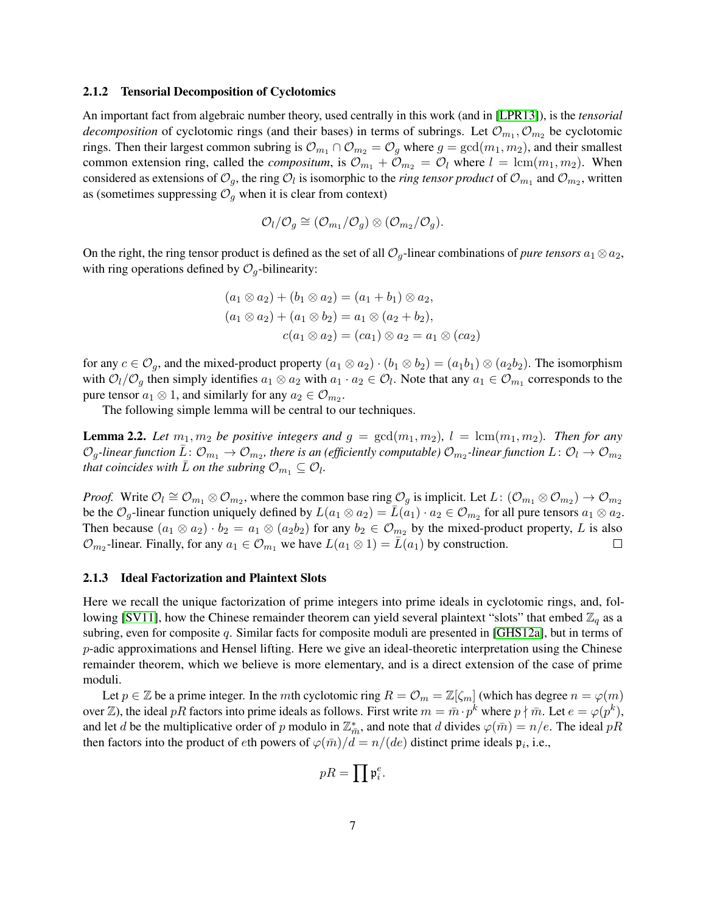### 2.1.2 Tensorial Decomposition of Cyclotomics

An important fact from algebraic number theory, used centrally in this work (and in [LPR13]), is the *tensorial decomposition* of cyclotomic rings (and their bases) in terms of subrings. Let $\mathcal{O}_{m_1}, \mathcal{O}_{m_2}$ be cyclotomic rings. Then their largest common subring is $\mathcal{O}_{m_1} \cap \mathcal{O}_{m_2} = \mathcal{O}_g$ where $g = \gcd(m_1, m_2)$, and their smallest common extension ring, called the *compositum*, is $\mathcal{O}_{m_1} + \mathcal{O}_{m_2} = \mathcal{O}_l$ where $l = \operatorname{lcm}(m_1, m_2)$. When considered as extensions of $\mathcal{O}_g$, the ring $\mathcal{O}_l$ is isomorphic to the *ring tensor product* of $\mathcal{O}_{m_1}$ and $\mathcal{O}_{m_2}$, written as (sometimes suppressing $\mathcal{O}_g$ when it is clear from context)

$$\mathcal{O}_l/\mathcal{O}_g \cong (\mathcal{O}_{m_1}/\mathcal{O}_g) \otimes (\mathcal{O}_{m_2}/\mathcal{O}_g).$$

On the right, the ring tensor product is defined as the set of all $\mathcal{O}_g$-linear combinations of *pure tensors* $a_1 \otimes a_2$, with ring operations defined by $\mathcal{O}_g$-bilinearity:

$$\begin{aligned}
(a_1 \otimes a_2) + (b_1 \otimes a_2) &= (a_1 + b_1) \otimes a_2, \\
(a_1 \otimes a_2) + (a_1 \otimes b_2) &= a_1 \otimes (a_2 + b_2), \\
c(a_1 \otimes a_2) &= (ca_1) \otimes a_2 = a_1 \otimes (ca_2)
\end{aligned}$$

for any $c \in \mathcal{O}_g$, and the mixed-product property $(a_1 \otimes a_2) \cdot (b_1 \otimes b_2) = (a_1 b_1) \otimes (a_2 b_2)$. The isomorphism with $\mathcal{O}_l/\mathcal{O}_g$ then simply identifies $a_1 \otimes a_2$ with $a_1 \cdot a_2 \in \mathcal{O}_l$. Note that any $a_1 \in \mathcal{O}_{m_1}$ corresponds to the pure tensor $a_1 \otimes 1$, and similarly for any $a_2 \in \mathcal{O}_{m_2}$.

The following simple lemma will be central to our techniques.

**Lemma 2.2.** *Let $m_1, m_2$ be positive integers and $g = \gcd(m_1, m_2)$, $l = \operatorname{lcm}(m_1, m_2)$. Then for any $\mathcal{O}_g$-linear function $\bar{L} \colon \mathcal{O}_{m_1} \to \mathcal{O}_{m_2}$, there is an (efficiently computable) $\mathcal{O}_{m_2}$-linear function $L \colon \mathcal{O}_l \to \mathcal{O}_{m_2}$ that coincides with $\bar{L}$ on the subring $\mathcal{O}_{m_1} \subseteq \mathcal{O}_l$.*

*Proof.* Write $\mathcal{O}_l \cong \mathcal{O}_{m_1} \otimes \mathcal{O}_{m_2}$, where the common base ring $\mathcal{O}_g$ is implicit. Let $L \colon (\mathcal{O}_{m_1} \otimes \mathcal{O}_{m_2}) \to \mathcal{O}_{m_2}$ be the $\mathcal{O}_g$-linear function uniquely defined by $L(a_1 \otimes a_2) = \bar{L}(a_1) \cdot a_2 \in \mathcal{O}_{m_2}$ for all pure tensors $a_1 \otimes a_2$. Then because $(a_1 \otimes a_2) \cdot b_2 = a_1 \otimes (a_2 b_2)$ for any $b_2 \in \mathcal{O}_{m_2}$ by the mixed-product property, $L$ is also $\mathcal{O}_{m_2}$-linear. Finally, for any $a_1 \in \mathcal{O}_{m_1}$ we have $L(a_1 \otimes 1) = \bar{L}(a_1)$ by construction. $\square$

### 2.1.3 Ideal Factorization and Plaintext Slots

Here we recall the unique factorization of prime integers into prime ideals in cyclotomic rings, and, following [SV11], how the Chinese remainder theorem can yield several plaintext "slots" that embed $\mathbb{Z}_q$ as a subring, even for composite $q$. Similar facts for composite moduli are presented in [GHS12a], but in terms of $p$-adic approximations and Hensel lifting. Here we give an ideal-theoretic interpretation using the Chinese remainder theorem, which we believe is more elementary, and is a direct extension of the case of prime moduli.

Let $p \in \mathbb{Z}$ be a prime integer. In the $m$th cyclotomic ring $R = \mathcal{O}_m = \mathbb{Z}[\zeta_m]$ (which has degree $n = \varphi(m)$ over $\mathbb{Z}$), the ideal $pR$ factors into prime ideals as follows. First write $m = \bar{m} \cdot p^k$ where $p \nmid \bar{m}$. Let $e = \varphi(p^k)$, and let $d$ be the multiplicative order of $p$ modulo in $\mathbb{Z}_{\bar{m}}^*$, and note that $d$ divides $\varphi(\bar{m}) = n/e$. The ideal $pR$ then factors into the product of $e$th powers of $\varphi(\bar{m})/d = n/(de)$ distinct prime ideals $\mathfrak{p}_i$, i.e.,

$$pR = \prod \mathfrak{p}_i^e.$$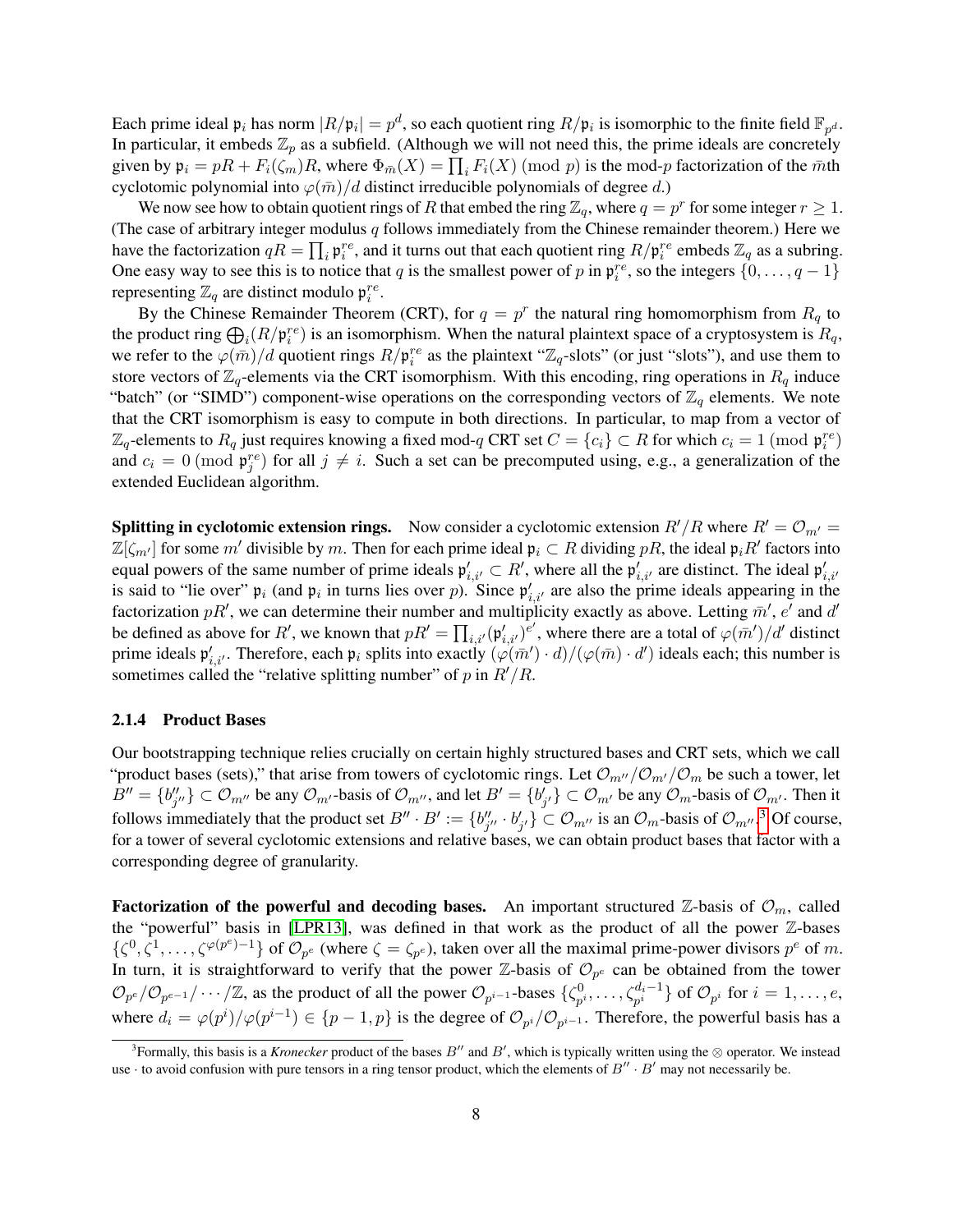Each prime ideal $\mathfrak{p}_i$ has norm $|R/\mathfrak{p}_i| = p^d$, so each quotient ring $R/\mathfrak{p}_i$ is isomorphic to the finite field $\mathbb{F}_{p^d}$. In particular, it embeds $\mathbb{Z}_p$ as a subfield. (Although we will not need this, the prime ideals are concretely given by $\mathfrak{p}_i = pR + F_i(\zeta_m)R$, where $\Phi_{\bar{m}}(X) = \prod_i F_i(X) \pmod p$ is the mod-$p$ factorization of the $\bar{m}$th cyclotomic polynomial into $\varphi(\bar{m})/d$ distinct irreducible polynomials of degree $d$.)

We now see how to obtain quotient rings of $R$ that embed the ring $\mathbb{Z}_q$, where $q = p^r$ for some integer $r \geq 1$. (The case of arbitrary integer modulus $q$ follows immediately from the Chinese remainder theorem.) Here we have the factorization $qR = \prod_i \mathfrak{p}_i^{re}$, and it turns out that each quotient ring $R/\mathfrak{p}_i^{re}$ embeds $\mathbb{Z}_q$ as a subring. One easy way to see this is to notice that $q$ is the smallest power of $p$ in $\mathfrak{p}_i^{re}$, so the integers $\{0, \ldots, q-1\}$ representing $\mathbb{Z}_q$ are distinct modulo $\mathfrak{p}_i^{re}$.

By the Chinese Remainder Theorem (CRT), for $q = p^r$ the natural ring homomorphism from $R_q$ to the product ring $\bigoplus_i (R/\mathfrak{p}_i^{re})$ is an isomorphism. When the natural plaintext space of a cryptosystem is $R_q$, we refer to the $\varphi(\bar{m})/d$ quotient rings $R/\mathfrak{p}_i^{re}$ as the plaintext "$\mathbb{Z}_q$-slots" (or just "slots"), and use them to store vectors of $\mathbb{Z}_q$-elements via the CRT isomorphism. With this encoding, ring operations in $R_q$ induce "batch" (or "SIMD") component-wise operations on the corresponding vectors of $\mathbb{Z}_q$ elements. We note that the CRT isomorphism is easy to compute in both directions. In particular, to map from a vector of $\mathbb{Z}_q$-elements to $R_q$ just requires knowing a fixed mod-$q$ CRT set $C = \{c_i\} \subset R$ for which $c_i = 1 \pmod{\mathfrak{p}_i^{re}}$ and $c_i = 0 \pmod{\mathfrak{p}_j^{re}}$ for all $j \neq i$. Such a set can be precomputed using, e.g., a generalization of the extended Euclidean algorithm.

**Splitting in cyclotomic extension rings.** Now consider a cyclotomic extension $R'/R$ where $R' = \mathcal{O}_{m'} = \mathbb{Z}[\zeta_{m'}]$ for some $m'$ divisible by $m$. Then for each prime ideal $\mathfrak{p}_i \subset R$ dividing $pR$, the ideal $\mathfrak{p}_i R'$ factors into equal powers of the same number of prime ideals $\mathfrak{p}'_{i,i'} \subset R'$, where all the $\mathfrak{p}'_{i,i'}$ are distinct. The ideal $\mathfrak{p}'_{i,i'}$ is said to "lie over" $\mathfrak{p}_i$ (and $\mathfrak{p}_i$ in turns lies over $p$). Since $\mathfrak{p}'_{i,i'}$ are also the prime ideals appearing in the factorization $pR'$, we can determine their number and multiplicity exactly as above. Letting $\bar{m}'$, $e'$ and $d'$ be defined as above for $R'$, we known that $pR' = \prod_{i,i'} (\mathfrak{p}'_{i,i'})^{e'}$, where there are a total of $\varphi(\bar{m}')/d'$ distinct prime ideals $\mathfrak{p}'_{i,i'}$. Therefore, each $\mathfrak{p}_i$ splits into exactly $(\varphi(\bar{m}') \cdot d)/(\varphi(\bar{m}) \cdot d')$ ideals each; this number is sometimes called the "relative splitting number" of $p$ in $R'/R$.

### 2.1.4 Product Bases

Our bootstrapping technique relies crucially on certain highly structured bases and CRT sets, which we call "product bases (sets)," that arise from towers of cyclotomic rings. Let $\mathcal{O}_{m''}/\mathcal{O}_{m'}/\mathcal{O}_m$ be such a tower, let $B'' = \{b''_{j''}\} \subset \mathcal{O}_{m''}$ be any $\mathcal{O}_{m'}$-basis of $\mathcal{O}_{m''}$, and let $B' = \{b'_{j'}\} \subset \mathcal{O}_{m'}$ be any $\mathcal{O}_m$-basis of $\mathcal{O}_{m'}$. Then it follows immediately that the product set $B'' \cdot B' := \{b''_{j''} \cdot b'_{j'}\} \subset \mathcal{O}_{m''}$ is an $\mathcal{O}_m$-basis of $\mathcal{O}_{m''}$.[3] Of course, for a tower of several cyclotomic extensions and relative bases, we can obtain product bases that factor with a corresponding degree of granularity.

**Factorization of the powerful and decoding bases.** An important structured $\mathbb{Z}$-basis of $\mathcal{O}_m$, called the "powerful" basis in [LPR13], was defined in that work as the product of all the power $\mathbb{Z}$-bases $\{\zeta^0, \zeta^1, \ldots, \zeta^{\varphi(p^e)-1}\}$ of $\mathcal{O}_{p^e}$ (where $\zeta = \zeta_{p^e}$), taken over all the maximal prime-power divisors $p^e$ of $m$. In turn, it is straightforward to verify that the power $\mathbb{Z}$-basis of $\mathcal{O}_{p^e}$ can be obtained from the tower $\mathcal{O}_{p^e}/\mathcal{O}_{p^{e-1}}/\cdots/\mathbb{Z}$, as the product of all the power $\mathcal{O}_{p^{i-1}}$-bases $\{\zeta_{p^i}^0, \ldots, \zeta_{p^i}^{d_i-1}\}$ of $\mathcal{O}_{p^i}$ for $i = 1, \ldots, e$, where $d_i = \varphi(p^i)/\varphi(p^{i-1}) \in \{p-1, p\}$ is the degree of $\mathcal{O}_{p^i}/\mathcal{O}_{p^{i-1}}$. Therefore, the powerful basis has a

[3] Formally, this basis is a *Kronecker* product of the bases $B''$ and $B'$, which is typically written using the $\otimes$ operator. We instead use $\cdot$ to avoid confusion with pure tensors in a ring tensor product, which the elements of $B'' \cdot B'$ may not necessarily be.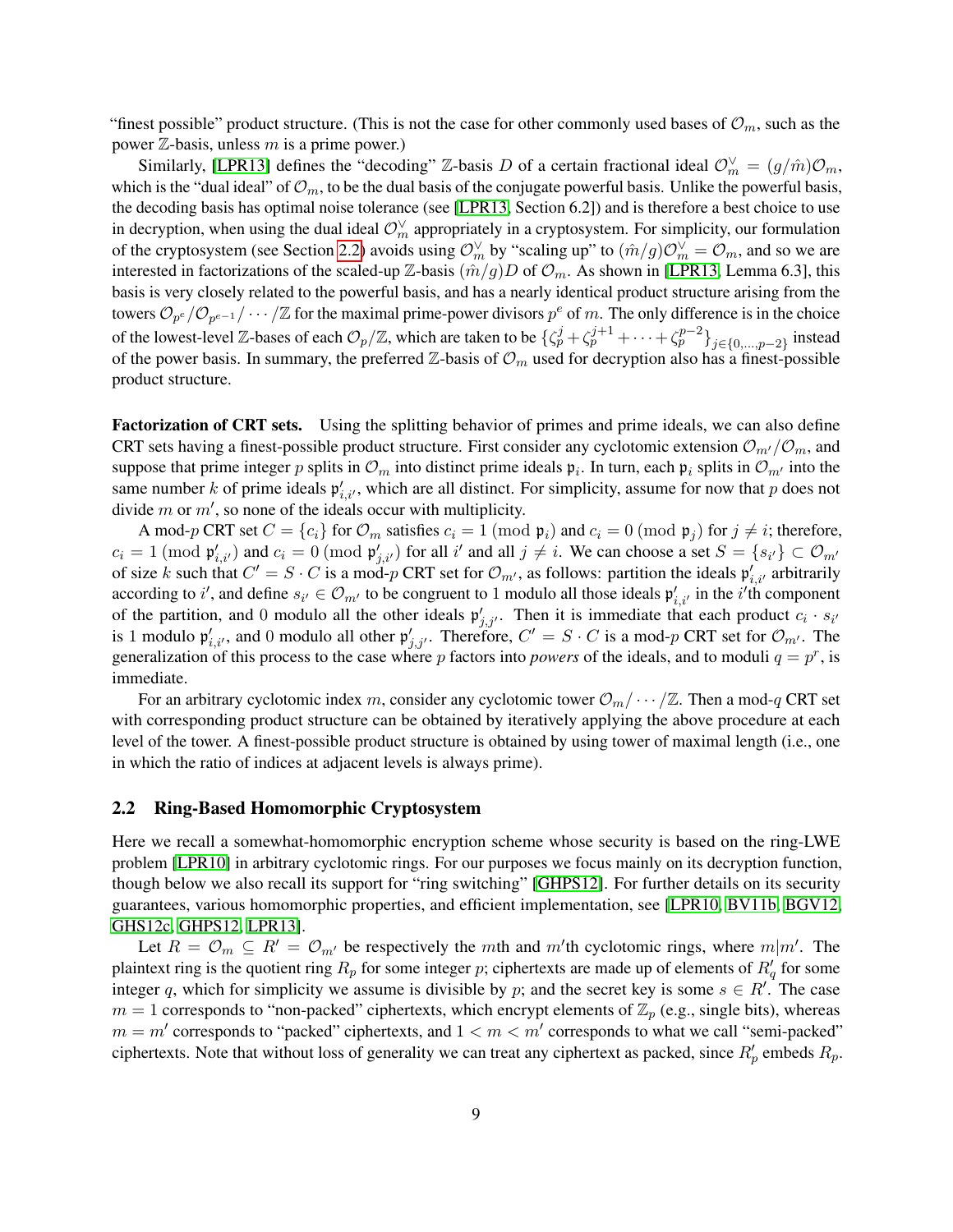"finest possible" product structure. (This is not the case for other commonly used bases of $\mathcal{O}_m$, such as the power $\mathbb{Z}$-basis, unless $m$ is a prime power.)

Similarly, [LPR13] defines the "decoding" $\mathbb{Z}$-basis $D$ of a certain fractional ideal $\mathcal{O}_m^\vee = (g/\hat{m})\mathcal{O}_m$, which is the "dual ideal" of $\mathcal{O}_m$, to be the dual basis of the conjugate powerful basis. Unlike the powerful basis, the decoding basis has optimal noise tolerance (see [LPR13, Section 6.2]) and is therefore a best choice to use in decryption, when using the dual ideal $\mathcal{O}_m^\vee$ appropriately in a cryptosystem. For simplicity, our formulation of the cryptosystem (see Section 2.2) avoids using $\mathcal{O}_m^\vee$ by "scaling up" to $(\hat{m}/g)\mathcal{O}_m^\vee = \mathcal{O}_m$, and so we are interested in factorizations of the scaled-up $\mathbb{Z}$-basis $(\hat{m}/g)D$ of $\mathcal{O}_m$. As shown in [LPR13, Lemma 6.3], this basis is very closely related to the powerful basis, and has a nearly identical product structure arising from the towers $\mathcal{O}_{p^e}/\mathcal{O}_{p^{e-1}}/\cdots/\mathbb{Z}$ for the maximal prime-power divisors $p^e$ of $m$. The only difference is in the choice of the lowest-level $\mathbb{Z}$-bases of each $\mathcal{O}_p/\mathbb{Z}$, which are taken to be $\{\zeta_p^j + \zeta_p^{j+1} + \cdots + \zeta_p^{p-2}\}_{j\in\{0,\ldots,p-2\}}$ instead of the power basis. In summary, the preferred $\mathbb{Z}$-basis of $\mathcal{O}_m$ used for decryption also has a finest-possible product structure.

**Factorization of CRT sets.** Using the splitting behavior of primes and prime ideals, we can also define CRT sets having a finest-possible product structure. First consider any cyclotomic extension $\mathcal{O}_{m'}/\mathcal{O}_m$, and suppose that prime integer $p$ splits in $\mathcal{O}_m$ into distinct prime ideals $\mathfrak{p}_i$. In turn, each $\mathfrak{p}_i$ splits in $\mathcal{O}_{m'}$ into the same number $k$ of prime ideals $\mathfrak{p}'_{i,i'}$, which are all distinct. For simplicity, assume for now that $p$ does not divide $m$ or $m'$, so none of the ideals occur with multiplicity.

A mod-$p$ CRT set $C = \{c_i\}$ for $\mathcal{O}_m$ satisfies $c_i = 1 \pmod{\mathfrak{p}_i}$ and $c_i = 0 \pmod{\mathfrak{p}_j}$ for $j \neq i$; therefore, $c_i = 1 \pmod{\mathfrak{p}'_{i,i'}}$ and $c_i = 0 \pmod{\mathfrak{p}'_{j,i'}}$ for all $i'$ and all $j \neq i$. We can choose a set $S = \{s_{i'}\} \subset \mathcal{O}_{m'}$ of size $k$ such that $C' = S \cdot C$ is a mod-$p$ CRT set for $\mathcal{O}_{m'}$, as follows: partition the ideals $\mathfrak{p}'_{i,i'}$ arbitrarily according to $i'$, and define $s_{i'} \in \mathcal{O}_{m'}$ to be congruent to 1 modulo all those ideals $\mathfrak{p}'_{i,i'}$ in the $i'$th component of the partition, and 0 modulo all the other ideals $\mathfrak{p}'_{j,j'}$. Then it is immediate that each product $c_i \cdot s_{i'}$ is 1 modulo $\mathfrak{p}'_{i,i'}$, and 0 modulo all other $\mathfrak{p}'_{j,j'}$. Therefore, $C' = S \cdot C$ is a mod-$p$ CRT set for $\mathcal{O}_{m'}$. The generalization of this process to the case where $p$ factors into *powers* of the ideals, and to moduli $q = p^r$, is immediate.

For an arbitrary cyclotomic index $m$, consider any cyclotomic tower $\mathcal{O}_m/\cdots/\mathbb{Z}$. Then a mod-$q$ CRT set with corresponding product structure can be obtained by iteratively applying the above procedure at each level of the tower. A finest-possible product structure is obtained by using tower of maximal length (i.e., one in which the ratio of indices at adjacent levels is always prime).

## 2.2 Ring-Based Homomorphic Cryptosystem

Here we recall a somewhat-homomorphic encryption scheme whose security is based on the ring-LWE problem [LPR10] in arbitrary cyclotomic rings. For our purposes we focus mainly on its decryption function, though below we also recall its support for "ring switching" [GHPS12]. For further details on its security guarantees, various homomorphic properties, and efficient implementation, see [LPR10, BV11b, BGV12, GHS12c, GHPS12, LPR13].

Let $R = \mathcal{O}_m \subseteq R' = \mathcal{O}_{m'}$ be respectively the $m$th and $m'$th cyclotomic rings, where $m|m'$. The plaintext ring is the quotient ring $R_p$ for some integer $p$; ciphertexts are made up of elements of $R'_q$ for some integer $q$, which for simplicity we assume is divisible by $p$; and the secret key is some $s \in R'$. The case $m = 1$ corresponds to "non-packed" ciphertexts, which encrypt elements of $\mathbb{Z}_p$ (e.g., single bits), whereas $m = m'$ corresponds to "packed" ciphertexts, and $1 < m < m'$ corresponds to what we call "semi-packed" ciphertexts. Note that without loss of generality we can treat any ciphertext as packed, since $R'_p$ embeds $R_p$.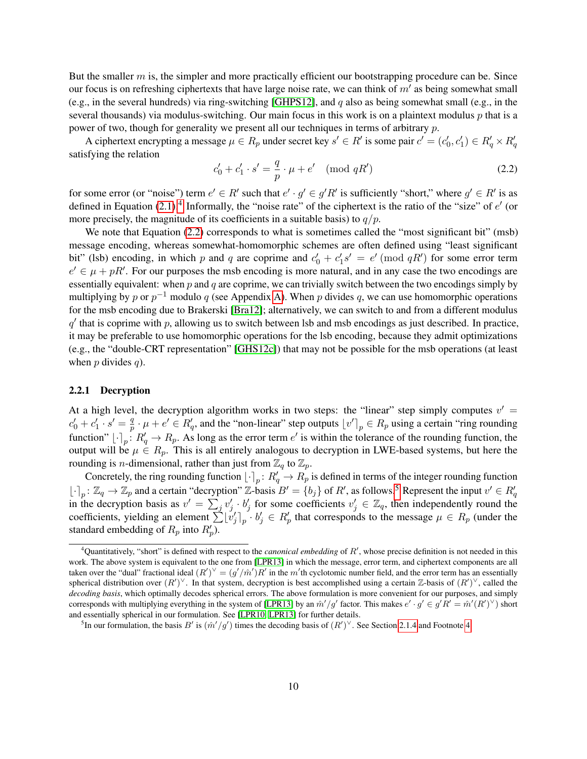But the smaller $m$ is, the simpler and more practically efficient our bootstrapping procedure can be. Since our focus is on refreshing ciphertexts that have large noise rate, we can think of $m'$ as being somewhat small (e.g., in the several hundreds) via ring-switching [GHPS12], and $q$ also as being somewhat small (e.g., in the several thousands) via modulus-switching. Our main focus in this work is on a plaintext modulus $p$ that is a power of two, though for generality we present all our techniques in terms of arbitrary $p$.

A ciphertext encrypting a message $\mu \in R_p$ under secret key $s' \in R'$ is some pair $c' = (c'_0, c'_1) \in R'_q \times R'_q$ satisfying the relation

$$c'_0 + c'_1 \cdot s' = \frac{q}{p} \cdot \mu + e' \pmod{qR'} \tag{2.2}$$

for some error (or "noise") term $e' \in R'$ such that $e' \cdot g' \in g'R'$ is sufficiently "short," where $g' \in R'$ is as defined in Equation (2.1).[4] Informally, the "noise rate" of the ciphertext is the ratio of the "size" of $e'$ (or more precisely, the magnitude of its coefficients in a suitable basis) to $q/p$.

We note that Equation (2.2) corresponds to what is sometimes called the "most significant bit" (msb) message encoding, whereas somewhat-homomorphic schemes are often defined using "least significant bit" (lsb) encoding, in which $p$ and $q$ are coprime and $c'_0 + c'_1 s' = e' \pmod{qR'}$ for some error term $e' \in \mu + pR'$. For our purposes the msb encoding is more natural, and in any case the two encodings are essentially equivalent: when $p$ and $q$ are coprime, we can trivially switch between the two encodings simply by multiplying by $p$ or $p^{-1}$ modulo $q$ (see Appendix A). When $p$ divides $q$, we can use homomorphic operations for the msb encoding due to Brakerski [Bra12]; alternatively, we can switch to and from a different modulus $q'$ that is coprime with $p$, allowing us to switch between lsb and msb encodings as just described. In practice, it may be preferable to use homomorphic operations for the lsb encoding, because they admit optimizations (e.g., the "double-CRT representation" [GHS12c]) that may not be possible for the msb operations (at least when $p$ divides $q$).

### 2.2.1 Decryption

At a high level, the decryption algorithm works in two steps: the "linear" step simply computes $v' = c'_0 + c'_1 \cdot s' = \frac{q}{p} \cdot \mu + e' \in R'_q$, and the "non-linear" step outputs $\lfloor v' \rceil_p \in R_p$ using a certain "ring rounding function" $\lfloor \cdot \rceil_p \colon R'_q \to R_p$. As long as the error term $e'$ is within the tolerance of the rounding function, the output will be $\mu \in R_p$. This is all entirely analogous to decryption in LWE-based systems, but here the rounding is $n$-dimensional, rather than just from $\mathbb{Z}_q$ to $\mathbb{Z}_p$.

Concretely, the ring rounding function $\lfloor \cdot \rceil_p \colon R'_q \to R_p$ is defined in terms of the integer rounding function $\lfloor \cdot \rceil_p \colon \mathbb{Z}_q \to \mathbb{Z}_p$ and a certain "decryption" $\mathbb{Z}$-basis $B' = \{b_j\}$ of $R'$, as follows.[5] Represent the input $v' \in R'_q$ in the decryption basis as $v' = \sum_j v'_j \cdot b'_j$ for some coefficients $v'_j \in \mathbb{Z}_q$, then independently round the coefficients, yielding an element $\sum \lfloor v'_j \rceil_p \cdot b'_j \in R'_p$ that corresponds to the message $\mu \in R_p$ (under the standard embedding of $R_p$ into $R'_p$).

---

[4] Quantitatively, "short" is defined with respect to the *canonical embedding* of $R'$, whose precise definition is not needed in this work. The above system is equivalent to the one from [LPR13] in which the message, error term, and ciphertext components are all taken over the "dual" fractional ideal $(R')^\vee = (g'/\hat{m}')R'$ in the $m'$th cyclotomic number field, and the error term has an essentially spherical distribution over $(R')^\vee$. In that system, decryption is best accomplished using a certain $\mathbb{Z}$-basis of $(R')^\vee$, called the *decoding basis*, which optimally decodes spherical errors. The above formulation is more convenient for our purposes, and simply corresponds with multiplying everything in the system of [LPR13] by an $\hat{m}'/g'$ factor. This makes $e' \cdot g' \in g'R' = \hat{m}'(R')^\vee)$ short and essentially spherical in our formulation. See [LPR10, LPR13] for further details.

[5] In our formulation, the basis $B'$ is $(\hat{m}'/g')$ times the decoding basis of $(R')^\vee$. See Section 2.1.4 and Footnote 4.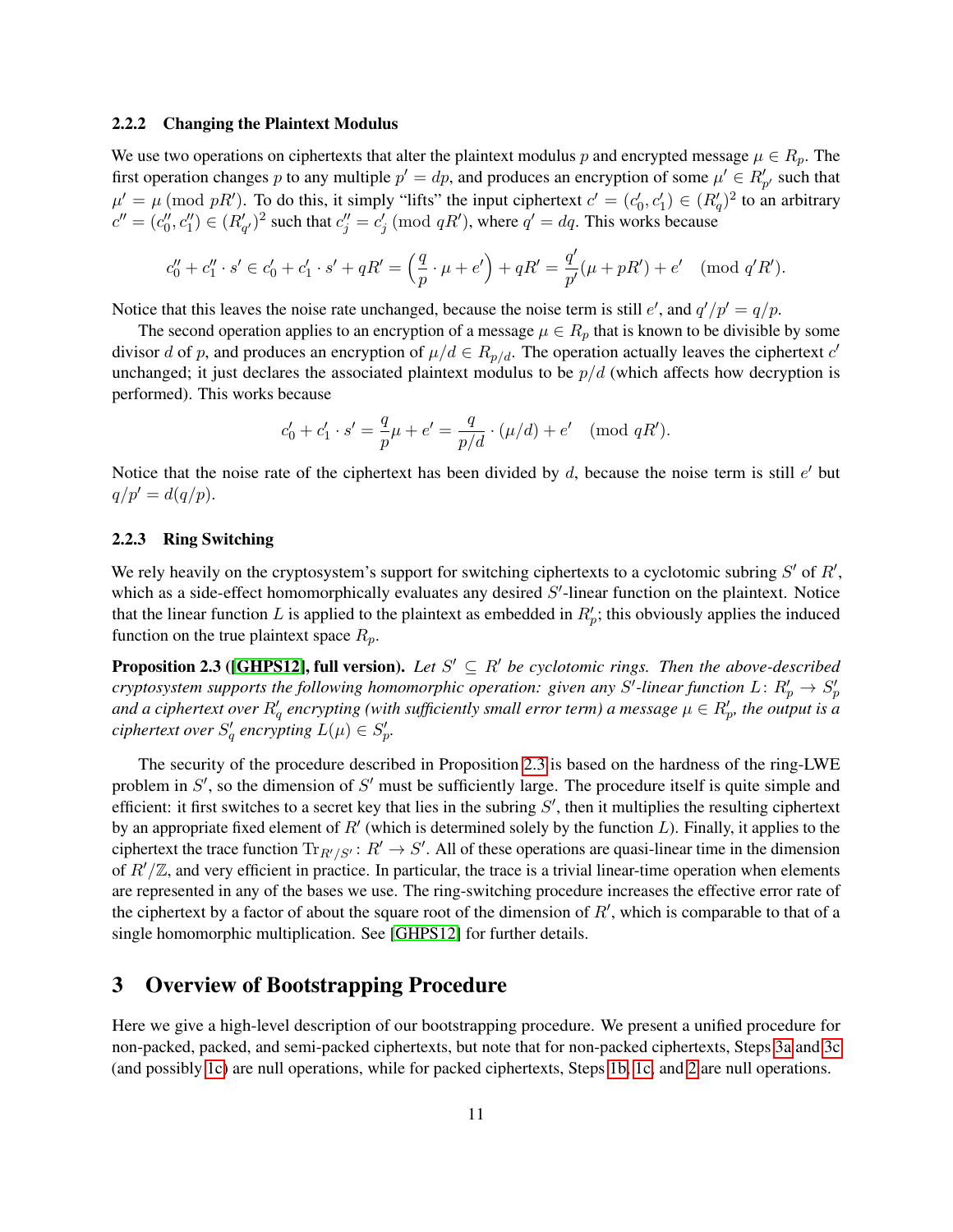### 2.2.2 Changing the Plaintext Modulus

We use two operations on ciphertexts that alter the plaintext modulus $p$ and encrypted message $\mu \in R_p$. The first operation changes $p$ to any multiple $p' = dp$, and produces an encryption of some $\mu' \in R'_{p'}$ such that $\mu' = \mu \pmod{pR'}$. To do this, it simply "lifts" the input ciphertext $c' = (c'_0, c'_1) \in (R'_q)^2$ to an arbitrary $c'' = (c''_0, c''_1) \in (R'_{q'})^2$ such that $c''_j = c'_j \pmod{qR'}$, where $q' = dq$. This works because

$$c''_0 + c''_1 \cdot s' \in c'_0 + c'_1 \cdot s' + qR' = \left(\frac{q}{p} \cdot \mu + e'\right) + qR' = \frac{q'}{p'}(\mu + pR') + e' \pmod{q'R'}.$$

Notice that this leaves the noise rate unchanged, because the noise term is still $e'$, and $q'/p' = q/p$.

The second operation applies to an encryption of a message $\mu \in R_p$ that is known to be divisible by some divisor $d$ of $p$, and produces an encryption of $\mu/d \in R_{p/d}$. The operation actually leaves the ciphertext $c'$ unchanged; it just declares the associated plaintext modulus to be $p/d$ (which affects how decryption is performed). This works because

$$c'_0 + c'_1 \cdot s' = \frac{q}{p}\mu + e' = \frac{q}{p/d} \cdot (\mu/d) + e' \pmod{qR'}.$$

Notice that the noise rate of the ciphertext has been divided by $d$, because the noise term is still $e'$ but $q/p' = d(q/p)$.

### 2.2.3 Ring Switching

We rely heavily on the cryptosystem's support for switching ciphertexts to a cyclotomic subring $S'$ of $R'$, which as a side-effect homomorphically evaluates any desired $S'$-linear function on the plaintext. Notice that the linear function $L$ is applied to the plaintext as embedded in $R'_p$; this obviously applies the induced function on the true plaintext space $R_p$.

**Proposition 2.3 ([GHPS12], full version).** *Let $S' \subseteq R'$ be cyclotomic rings. Then the above-described cryptosystem supports the following homomorphic operation: given any $S'$-linear function $L \colon R'_p \to S'_p$ and a ciphertext over $R'_q$ encrypting (with sufficiently small error term) a message $\mu \in R'_p$, the output is a ciphertext over $S'_q$ encrypting $L(\mu) \in S'_p$.*

The security of the procedure described in Proposition 2.3 is based on the hardness of the ring-LWE problem in $S'$, so the dimension of $S'$ must be sufficiently large. The procedure itself is quite simple and efficient: it first switches to a secret key that lies in the subring $S'$, then it multiplies the resulting ciphertext by an appropriate fixed element of $R'$ (which is determined solely by the function $L$). Finally, it applies to the ciphertext the trace function $\mathrm{Tr}_{R'/S'} \colon R' \to S'$. All of these operations are quasi-linear time in the dimension of $R'/\mathbb{Z}$, and very efficient in practice. In particular, the trace is a trivial linear-time operation when elements are represented in any of the bases we use. The ring-switching procedure increases the effective error rate of the ciphertext by a factor of about the square root of the dimension of $R'$, which is comparable to that of a single homomorphic multiplication. See [GHPS12] for further details.

# 3 Overview of Bootstrapping Procedure

Here we give a high-level description of our bootstrapping procedure. We present a unified procedure for non-packed, packed, and semi-packed ciphertexts, but note that for non-packed ciphertexts, Steps 3a and 3c (and possibly 1c) are null operations, while for packed ciphertexts, Steps 1b, 1c, and 2 are null operations.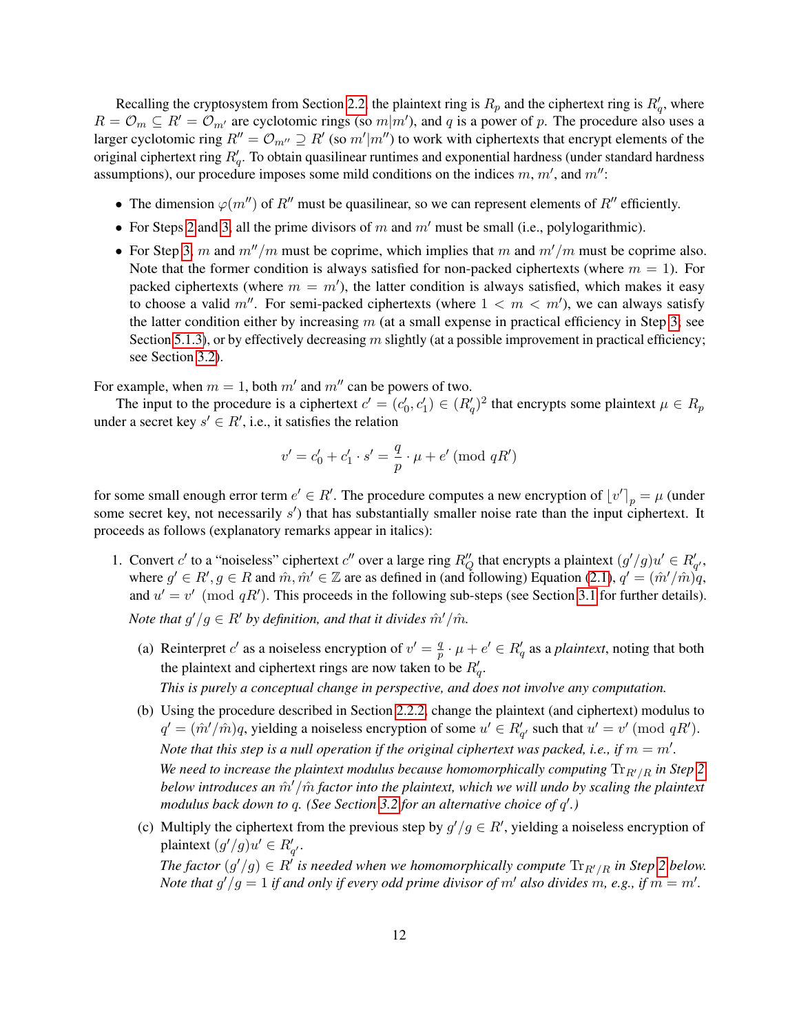Recalling the cryptosystem from Section 2.2, the plaintext ring is $R_p$ and the ciphertext ring is $R'_q$, where $R = \mathcal{O}_m \subseteq R' = \mathcal{O}_{m'}$ are cyclotomic rings (so $m|m'$), and $q$ is a power of $p$. The procedure also uses a larger cyclotomic ring $R'' = \mathcal{O}_{m''} \supseteq R'$ (so $m'|m''$) to work with ciphertexts that encrypt elements of the original ciphertext ring $R'_q$. To obtain quasilinear runtimes and exponential hardness (under standard hardness assumptions), our procedure imposes some mild conditions on the indices $m$, $m'$, and $m''$:

- The dimension $\varphi(m'')$ of $R''$ must be quasilinear, so we can represent elements of $R''$ efficiently.
- For Steps 2 and 3, all the prime divisors of $m$ and $m'$ must be small (i.e., polylogarithmic).
- For Step 3, $m$ and $m''/m$ must be coprime, which implies that $m$ and $m'/m$ must be coprime also. Note that the former condition is always satisfied for non-packed ciphertexts (where $m = 1$). For packed ciphertexts (where $m = m'$), the latter condition is always satisfied, which makes it easy to choose a valid $m''$. For semi-packed ciphertexts (where $1 < m < m'$), we can always satisfy the latter condition either by increasing $m$ (at a small expense in practical efficiency in Step 3; see Section 5.1.3), or by effectively decreasing $m$ slightly (at a possible improvement in practical efficiency; see Section 3.2).

For example, when $m = 1$, both $m'$ and $m''$ can be powers of two.

The input to the procedure is a ciphertext $c' = (c'_0, c'_1) \in (R'_q)^2$ that encrypts some plaintext $\mu \in R_p$ under a secret key $s' \in R'$, i.e., it satisfies the relation

$$v' = c'_0 + c'_1 \cdot s' = \frac{q}{p} \cdot \mu + e' \pmod{qR'}$$

for some small enough error term $e' \in R'$. The procedure computes a new encryption of $\lfloor v' \rceil_p = \mu$ (under some secret key, not necessarily $s'$) that has substantially smaller noise rate than the input ciphertext. It proceeds as follows (explanatory remarks appear in italics):

1. Convert $c'$ to a "noiseless" ciphertext $c''$ over a large ring $R''_Q$ that encrypts a plaintext $(g'/g)u' \in R'_{q'}$, where $g' \in R', g \in R$ and $\hat{m}, \hat{m}' \in \mathbb{Z}$ are as defined in (and following) Equation (2.1), $q' = (\hat{m}'/\hat{m})q$, and $u' = v' \pmod{qR'}$. This proceeds in the following sub-steps (see Section 3.1 for further details).

   *Note that $g'/g \in R'$ by definition, and that it divides $\hat{m}'/\hat{m}$.*

   (a) Reinterpret $c'$ as a noiseless encryption of $v' = \frac{q}{p} \cdot \mu + e' \in R'_q$ as a *plaintext*, noting that both the plaintext and ciphertext rings are now taken to be $R'_q$.

   *This is purely a conceptual change in perspective, and does not involve any computation.*

   (b) Using the procedure described in Section 2.2.2, change the plaintext (and ciphertext) modulus to $q' = (\hat{m}'/\hat{m})q$, yielding a noiseless encryption of some $u' \in R'_{q'}$ such that $u' = v' \pmod{qR'}$.

   *Note that this step is a null operation if the original ciphertext was packed, i.e., if $m = m'$.*

   *We need to increase the plaintext modulus because homomorphically computing $\mathrm{Tr}_{R'/R}$ in Step 2 below introduces an $\hat{m}'/\hat{m}$ factor into the plaintext, which we will undo by scaling the plaintext modulus back down to $q$. (See Section 3.2 for an alternative choice of $q'$.)*

   (c) Multiply the ciphertext from the previous step by $g'/g \in R'$, yielding a noiseless encryption of plaintext $(g'/g)u' \in R'_{q'}$.

   *The factor $(g'/g) \in R'$ is needed when we homomorphically compute $\mathrm{Tr}_{R'/R}$ in Step 2 below. Note that $g'/g = 1$ if and only if every odd prime divisor of $m'$ also divides $m$, e.g., if $m = m'$.*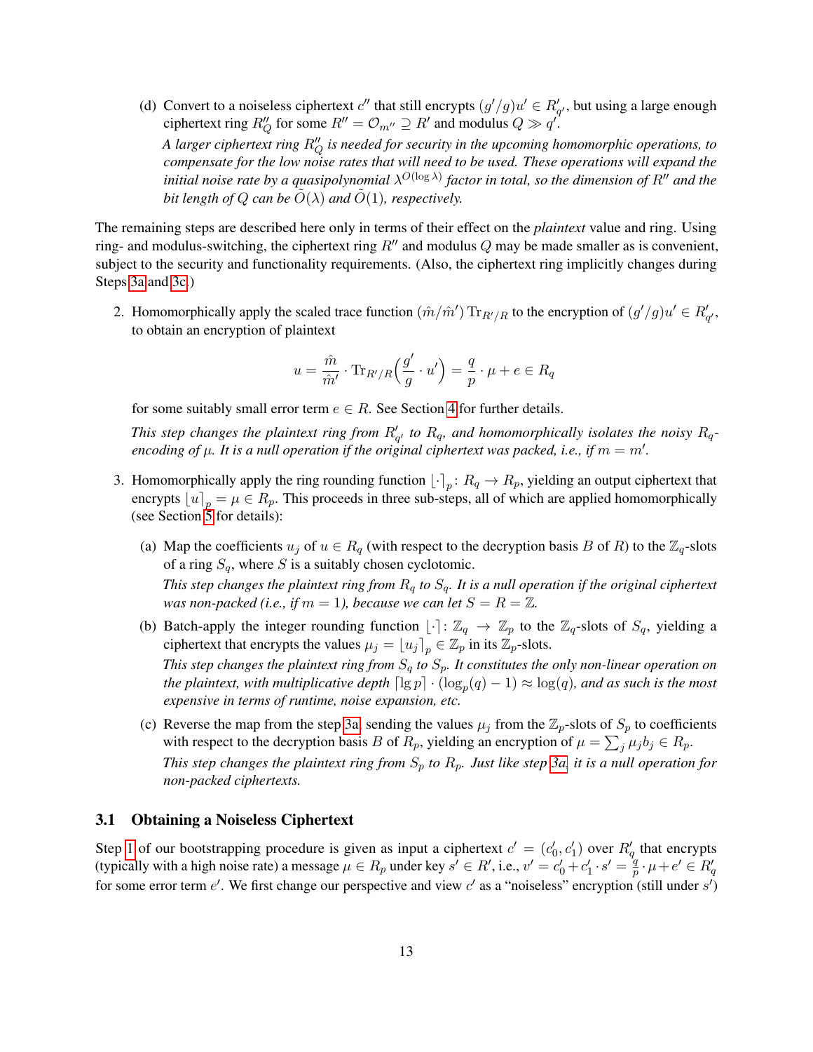(d) Convert to a noiseless ciphertext $c''$ that still encrypts $(g'/g)u' \in R'_{q'}$, but using a large enough ciphertext ring $R''_Q$ for some $R'' = \mathcal{O}_{m''} \supseteq R'$ and modulus $Q \gg q'$.

*A larger ciphertext ring $R''_Q$ is needed for security in the upcoming homomorphic operations, to compensate for the low noise rates that will need to be used. These operations will expand the initial noise rate by a quasipolynomial $\lambda^{O(\log \lambda)}$ factor in total, so the dimension of $R''$ and the bit length of $Q$ can be $\tilde{O}(\lambda)$ and $\tilde{O}(1)$, respectively.*

The remaining steps are described here only in terms of their effect on the *plaintext* value and ring. Using ring- and modulus-switching, the ciphertext ring $R''$ and modulus $Q$ may be made smaller as is convenient, subject to the security and functionality requirements. (Also, the ciphertext ring implicitly changes during Steps 3a and 3c.)

2. Homomorphically apply the scaled trace function $(\hat{m}/\hat{m}') \operatorname{Tr}_{R'/R}$ to the encryption of $(g'/g)u' \in R'_{q'}$, to obtain an encryption of plaintext

$$u = \frac{\hat{m}}{\hat{m}'} \cdot \operatorname{Tr}_{R'/R}\Big(\frac{g'}{g} \cdot u'\Big) = \frac{q}{p} \cdot \mu + e \in R_q$$

for some suitably small error term $e \in R$. See Section 4 for further details.

*This step changes the plaintext ring from $R'_{q'}$ to $R_q$, and homomorphically isolates the noisy $R_q$-encoding of $\mu$. It is a null operation if the original ciphertext was packed, i.e., if $m = m'$.*

3. Homomorphically apply the ring rounding function $\lfloor \cdot \rceil_p \colon R_q \to R_p$, yielding an output ciphertext that encrypts $\lfloor u \rceil_p = \mu \in R_p$. This proceeds in three sub-steps, all of which are applied homomorphically (see Section 5 for details):

   (a) Map the coefficients $u_j$ of $u \in R_q$ (with respect to the decryption basis $B$ of $R$) to the $\mathbb{Z}_q$-slots of a ring $S_q$, where $S$ is a suitably chosen cyclotomic.

   *This step changes the plaintext ring from $R_q$ to $S_q$. It is a null operation if the original ciphertext was non-packed (i.e., if $m = 1$), because we can let $S = R = \mathbb{Z}$.*

   (b) Batch-apply the integer rounding function $\lfloor \cdot \rceil \colon \mathbb{Z}_q \to \mathbb{Z}_p$ to the $\mathbb{Z}_q$-slots of $S_q$, yielding a ciphertext that encrypts the values $\mu_j = \lfloor u_j \rceil_p \in \mathbb{Z}_p$ in its $\mathbb{Z}_p$-slots.

   *This step changes the plaintext ring from $S_q$ to $S_p$. It constitutes the only non-linear operation on the plaintext, with multiplicative depth $\lceil \lg p \rceil \cdot (\log_p(q) - 1) \approx \log(q)$, and as such is the most expensive in terms of runtime, noise expansion, etc.*

   (c) Reverse the map from the step 3a, sending the values $\mu_j$ from the $\mathbb{Z}_p$-slots of $S_p$ to coefficients with respect to the decryption basis $B$ of $R_p$, yielding an encryption of $\mu = \sum_j \mu_j b_j \in R_p$.

   *This step changes the plaintext ring from $S_p$ to $R_p$. Just like step 3a, it is a null operation for non-packed ciphertexts.*

### 3.1 Obtaining a Noiseless Ciphertext

Step 1 of our bootstrapping procedure is given as input a ciphertext $c' = (c'_0, c'_1)$ over $R'_q$ that encrypts (typically with a high noise rate) a message $\mu \in R_p$ under key $s' \in R'$, i.e., $v' = c'_0 + c'_1 \cdot s' = \frac{q}{p} \cdot \mu + e' \in R'_q$ for some error term $e'$. We first change our perspective and view $c'$ as a "noiseless" encryption (still under $s'$)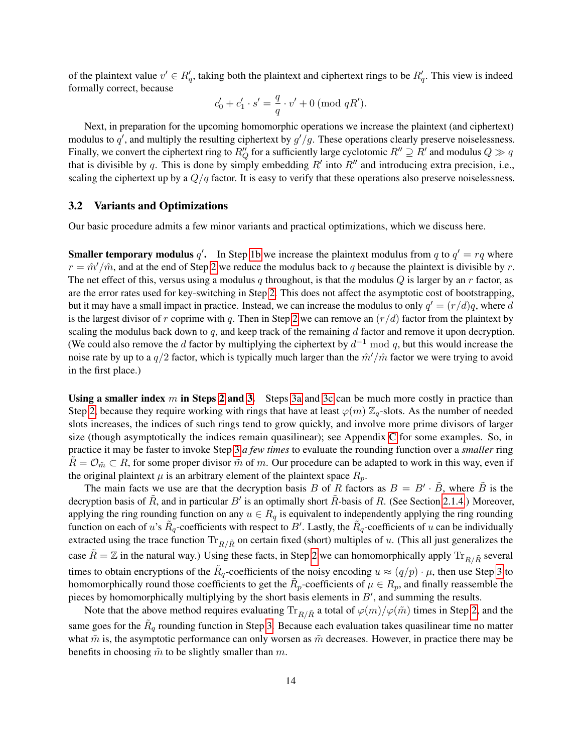of the plaintext value $v' \in R'_q$, taking both the plaintext and ciphertext rings to be $R'_q$. This view is indeed formally correct, because

$$c'_0 + c'_1 \cdot s' = \frac{q}{q} \cdot v' + 0 \; (\bmod\; qR').$$

Next, in preparation for the upcoming homomorphic operations we increase the plaintext (and ciphertext) modulus to $q'$, and multiply the resulting ciphertext by $g'/g$. These operations clearly preserve noiselessness. Finally, we convert the ciphertext ring to $R''_Q$ for a sufficiently large cyclotomic $R'' \supseteq R'$ and modulus $Q \gg q$ that is divisible by $q$. This is done by simply embedding $R'$ into $R''$ and introducing extra precision, i.e., scaling the ciphertext up by a $Q/q$ factor. It is easy to verify that these operations also preserve noiselessness.

### 3.2 Variants and Optimizations

Our basic procedure admits a few minor variants and practical optimizations, which we discuss here.

**Smaller temporary modulus $q'$.** In Step 1b we increase the plaintext modulus from $q$ to $q' = rq$ where $r = \hat{m}'/\hat{m}$, and at the end of Step 2 we reduce the modulus back to $q$ because the plaintext is divisible by $r$. The net effect of this, versus using a modulus $q$ throughout, is that the modulus $Q$ is larger by an $r$ factor, as are the error rates used for key-switching in Step 2. This does not affect the asymptotic cost of bootstrapping, but it may have a small impact in practice. Instead, we can increase the modulus to only $q' = (r/d)q$, where $d$ is the largest divisor of $r$ coprime with $q$. Then in Step 2 we can remove an $(r/d)$ factor from the plaintext by scaling the modulus back down to $q$, and keep track of the remaining $d$ factor and remove it upon decryption. (We could also remove the $d$ factor by multiplying the ciphertext by $d^{-1} \bmod q$, but this would increase the noise rate by up to a $q/2$ factor, which is typically much larger than the $\hat{m}'/\hat{m}$ factor we were trying to avoid in the first place.)

**Using a smaller index $m$ in Steps 2 and 3.** Steps 3a and 3c can be much more costly in practice than Step 2, because they require working with rings that have at least $\varphi(m)$ $\mathbb{Z}_q$-slots. As the number of needed slots increases, the indices of such rings tend to grow quickly, and involve more prime divisors of larger size (though asymptotically the indices remain quasilinear); see Appendix C for some examples. So, in practice it may be faster to invoke Step 3 *a few times* to evaluate the rounding function over a *smaller* ring $\tilde{R} = \mathcal{O}_{\tilde{m}} \subset R$, for some proper divisor $\tilde{m}$ of $m$. Our procedure can be adapted to work in this way, even if the original plaintext $\mu$ is an arbitrary element of the plaintext space $R_p$.

The main facts we use are that the decryption basis $B$ of $R$ factors as $B = B' \cdot \tilde{B}$, where $\tilde{B}$ is the decryption basis of $\tilde{R}$, and in particular $B'$ is an optimally short $\tilde{R}$-basis of $R$. (See Section 2.1.4.) Moreover, applying the ring rounding function on any $u \in R_q$ is equivalent to independently applying the ring rounding function on each of $u$'s $\tilde{R}_q$-coefficients with respect to $B'$. Lastly, the $\tilde{R}_q$-coefficients of $u$ can be individually extracted using the trace function $\mathrm{Tr}_{R/\tilde{R}}$ on certain fixed (short) multiples of $u$. (This all just generalizes the case $\tilde{R} = \mathbb{Z}$ in the natural way.) Using these facts, in Step 2 we can homomorphically apply $\mathrm{Tr}_{R/\tilde{R}}$ several times to obtain encryptions of the $\tilde{R}_q$-coefficients of the noisy encoding $u \approx (q/p) \cdot \mu$, then use Step 3 to homomorphically round those coefficients to get the $\tilde{R}_p$-coefficients of $\mu \in R_p$, and finally reassemble the pieces by homomorphically multiplying by the short basis elements in $B'$, and summing the results.

Note that the above method requires evaluating $\mathrm{Tr}_{R/\tilde{R}}$ a total of $\varphi(m)/\varphi(\tilde{m})$ times in Step 2, and the same goes for the $\tilde{R}_q$ rounding function in Step 3. Because each evaluation takes quasilinear time no matter what $\tilde{m}$ is, the asymptotic performance can only worsen as $\tilde{m}$ decreases. However, in practice there may be benefits in choosing $\tilde{m}$ to be slightly smaller than $m$.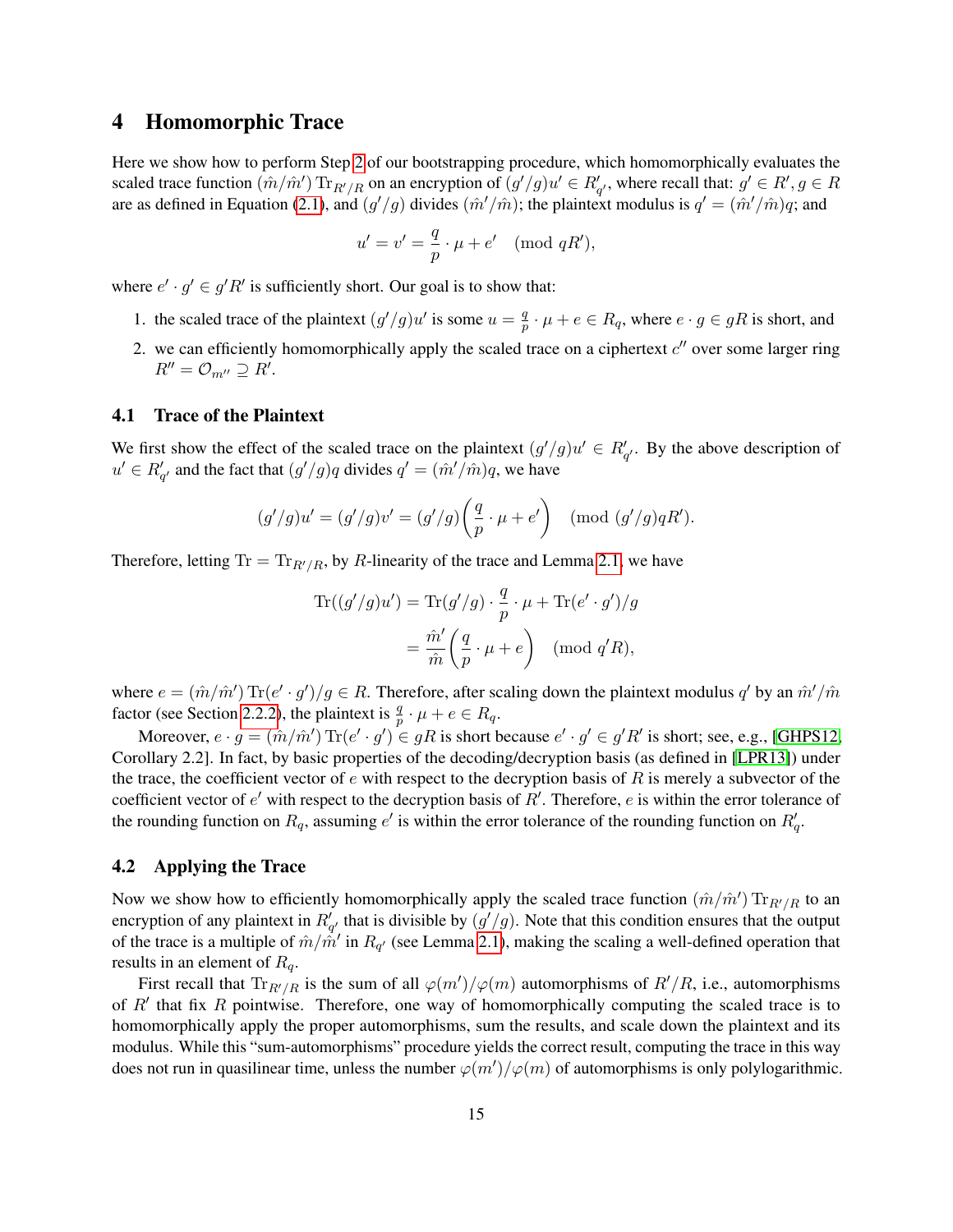## 4 Homomorphic Trace

Here we show how to perform Step 2 of our bootstrapping procedure, which homomorphically evaluates the scaled trace function $(\hat{m}/\hat{m}') \operatorname{Tr}_{R'/R}$ on an encryption of $(g'/g)u' \in R'_{q'}$, where recall that: $g' \in R', g \in R$ are as defined in Equation (2.1), and $(g'/g)$ divides $(\hat{m}'/\hat{m})$; the plaintext modulus is $q' = (\hat{m}'/\hat{m})q$; and

$$u' = v' = \frac{q}{p} \cdot \mu + e' \pmod{qR'},$$

where $e' \cdot g' \in g'R'$ is sufficiently short. Our goal is to show that:

1. the scaled trace of the plaintext $(g'/g)u'$ is some $u = \frac{q}{p} \cdot \mu + e \in R_q$, where $e \cdot g \in gR$ is short, and
2. we can efficiently homomorphically apply the scaled trace on a ciphertext $c''$ over some larger ring $R'' = \mathcal{O}_{m''} \supseteq R'$.

### 4.1 Trace of the Plaintext

We first show the effect of the scaled trace on the plaintext $(g'/g)u' \in R'_{q'}$. By the above description of $u' \in R'_{q'}$ and the fact that $(g'/g)q$ divides $q' = (\hat{m}'/\hat{m})q$, we have

$$(g'/g)u' = (g'/g)v' = (g'/g)\left(\frac{q}{p} \cdot \mu + e'\right) \pmod{(g'/g)qR'}.$$

Therefore, letting $\operatorname{Tr} = \operatorname{Tr}_{R'/R}$, by $R$-linearity of the trace and Lemma 2.1, we have

$$\begin{aligned}
\operatorname{Tr}((g'/g)u') &= \operatorname{Tr}(g'/g) \cdot \frac{q}{p} \cdot \mu + \operatorname{Tr}(e' \cdot g')/g \\
&= \frac{\hat{m}'}{\hat{m}}\left(\frac{q}{p} \cdot \mu + e\right) \pmod{q'R},
\end{aligned}$$

where $e = (\hat{m}/\hat{m}') \operatorname{Tr}(e' \cdot g')/g \in R$. Therefore, after scaling down the plaintext modulus $q'$ by an $\hat{m}'/\hat{m}$ factor (see Section 2.2.2), the plaintext is $\frac{q}{p} \cdot \mu + e \in R_q$.

Moreover, $e \cdot g = (\hat{m}/\hat{m}') \operatorname{Tr}(e' \cdot g') \in gR$ is short because $e' \cdot g' \in g'R'$ is short; see, e.g., [GHPS12, Corollary 2.2]. In fact, by basic properties of the decoding/decryption basis (as defined in [LPR13]) under the trace, the coefficient vector of $e$ with respect to the decryption basis of $R$ is merely a subvector of the coefficient vector of $e'$ with respect to the decryption basis of $R'$. Therefore, $e$ is within the error tolerance of the rounding function on $R_q$, assuming $e'$ is within the error tolerance of the rounding function on $R'_q$.

### 4.2 Applying the Trace

Now we show how to efficiently homomorphically apply the scaled trace function $(\hat{m}/\hat{m}') \operatorname{Tr}_{R'/R}$ to an encryption of any plaintext in $R'_{q'}$ that is divisible by $(g'/g)$. Note that this condition ensures that the output of the trace is a multiple of $\hat{m}/\hat{m}'$ in $R_{q'}$ (see Lemma 2.1), making the scaling a well-defined operation that results in an element of $R_q$.

First recall that $\operatorname{Tr}_{R'/R}$ is the sum of all $\varphi(m')/\varphi(m)$ automorphisms of $R'/R$, i.e., automorphisms of $R'$ that fix $R$ pointwise. Therefore, one way of homomorphically computing the scaled trace is to homomorphically apply the proper automorphisms, sum the results, and scale down the plaintext and its modulus. While this "sum-automorphisms" procedure yields the correct result, computing the trace in this way does not run in quasilinear time, unless the number $\varphi(m')/\varphi(m)$ of automorphisms is only polylogarithmic.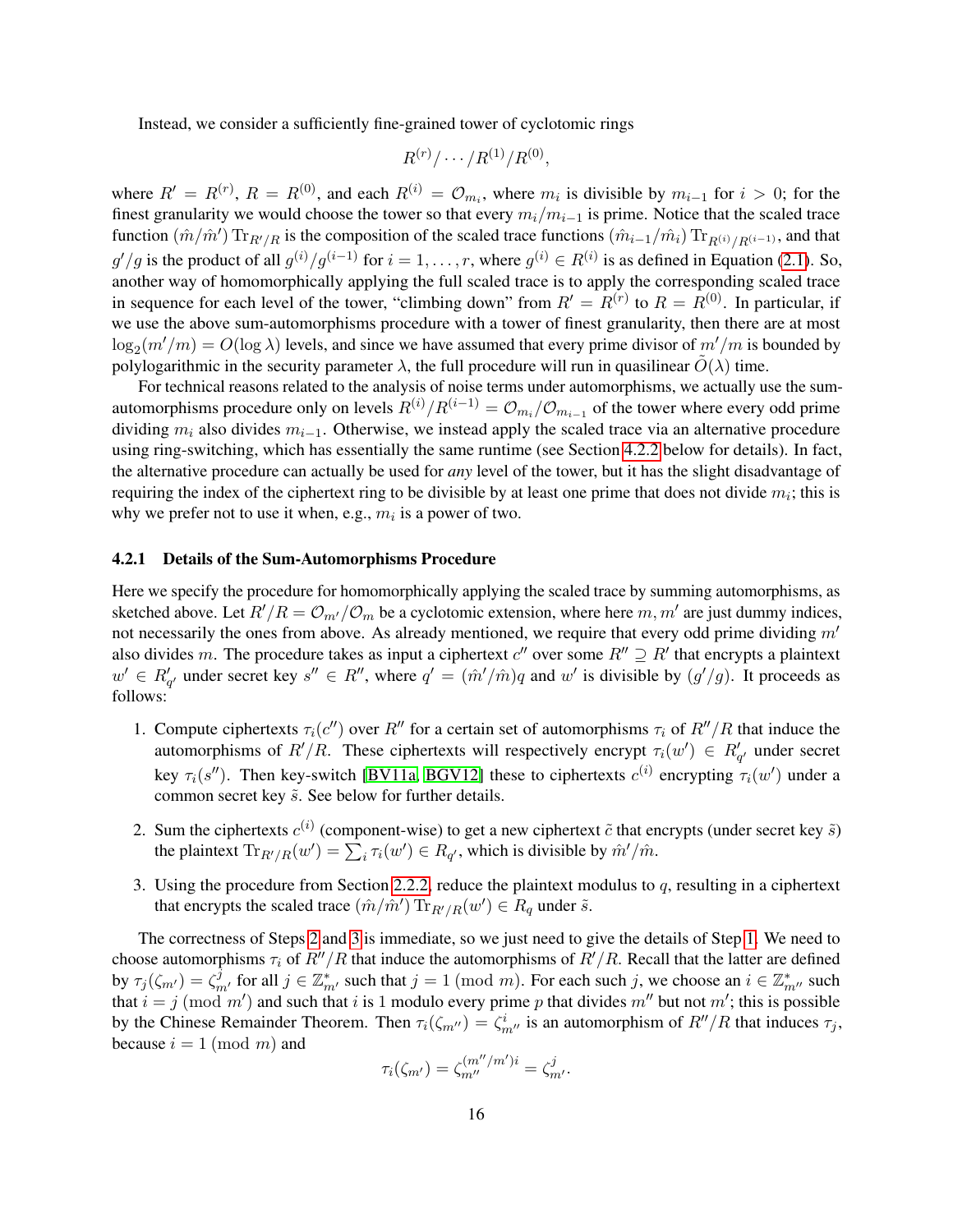Instead, we consider a sufficiently fine-grained tower of cyclotomic rings

$$R^{(r)}/\cdots/R^{(1)}/R^{(0)},$$

where $R' = R^{(r)}$, $R = R^{(0)}$, and each $R^{(i)} = \mathcal{O}_{m_i}$, where $m_i$ is divisible by $m_{i-1}$ for $i > 0$; for the finest granularity we would choose the tower so that every $m_i/m_{i-1}$ is prime. Notice that the scaled trace function $(\hat{m}/\hat{m}')\operatorname{Tr}_{R'/R}$ is the composition of the scaled trace functions $(\hat{m}_{i-1}/\hat{m}_i)\operatorname{Tr}_{R^{(i)}/R^{(i-1)}}$, and that $g'/g$ is the product of all $g^{(i)}/g^{(i-1)}$ for $i = 1, \ldots, r$, where $g^{(i)} \in R^{(i)}$ is as defined in Equation (2.1). So, another way of homomorphically applying the full scaled trace is to apply the corresponding scaled trace in sequence for each level of the tower, "climbing down" from $R' = R^{(r)}$ to $R = R^{(0)}$. In particular, if we use the above sum-automorphisms procedure with a tower of finest granularity, then there are at most $\log_2(m'/m) = O(\log \lambda)$ levels, and since we have assumed that every prime divisor of $m'/m$ is bounded by polylogarithmic in the security parameter $\lambda$, the full procedure will run in quasilinear $\tilde{O}(\lambda)$ time.

For technical reasons related to the analysis of noise terms under automorphisms, we actually use the sum-automorphisms procedure only on levels $R^{(i)}/R^{(i-1)} = \mathcal{O}_{m_i}/\mathcal{O}_{m_{i-1}}$ of the tower where every odd prime dividing $m_i$ also divides $m_{i-1}$. Otherwise, we instead apply the scaled trace via an alternative procedure using ring-switching, which has essentially the same runtime (see Section 4.2.2 below for details). In fact, the alternative procedure can actually be used for *any* level of the tower, but it has the slight disadvantage of requiring the index of the ciphertext ring to be divisible by at least one prime that does not divide $m_i$; this is why we prefer not to use it when, e.g., $m_i$ is a power of two.

### 4.2.1 Details of the Sum-Automorphisms Procedure

Here we specify the procedure for homomorphically applying the scaled trace by summing automorphisms, as sketched above. Let $R'/R = \mathcal{O}_{m'}/\mathcal{O}_m$ be a cyclotomic extension, where here $m, m'$ are just dummy indices, not necessarily the ones from above. As already mentioned, we require that every odd prime dividing $m'$ also divides $m$. The procedure takes as input a ciphertext $c''$ over some $R'' \supseteq R'$ that encrypts a plaintext $w' \in R'_{q'}$ under secret key $s'' \in R''$, where $q' = (\hat{m}'/\hat{m})q$ and $w'$ is divisible by $(g'/g)$. It proceeds as follows:

1. Compute ciphertexts $\tau_i(c'')$ over $R''$ for a certain set of automorphisms $\tau_i$ of $R''/R$ that induce the automorphisms of $R'/R$. These ciphertexts will respectively encrypt $\tau_i(w') \in R'_{q'}$ under secret key $\tau_i(s'')$. Then key-switch [BV11a, BGV12] these to ciphertexts $c^{(i)}$ encrypting $\tau_i(w')$ under a common secret key $\tilde{s}$. See below for further details.
2. Sum the ciphertexts $c^{(i)}$ (component-wise) to get a new ciphertext $\tilde{c}$ that encrypts (under secret key $\tilde{s}$) the plaintext $\operatorname{Tr}_{R'/R}(w') = \sum_i \tau_i(w') \in R_{q'}$, which is divisible by $\hat{m}'/\hat{m}$.
3. Using the procedure from Section 2.2.2, reduce the plaintext modulus to $q$, resulting in a ciphertext that encrypts the scaled trace $(\hat{m}/\hat{m}')\operatorname{Tr}_{R'/R}(w') \in R_q$ under $\tilde{s}$.

The correctness of Steps 2 and 3 is immediate, so we just need to give the details of Step 1. We need to choose automorphisms $\tau_i$ of $R''/R$ that induce the automorphisms of $R'/R$. Recall that the latter are defined by $\tau_j(\zeta_{m'}) = \zeta_{m'}^j$ for all $j \in \mathbb{Z}_{m'}^*$ such that $j = 1 \pmod{m}$. For each such $j$, we choose an $i \in \mathbb{Z}_{m''}^*$ such that $i = j \pmod{m'}$ and such that $i$ is 1 modulo every prime $p$ that divides $m''$ but not $m'$; this is possible by the Chinese Remainder Theorem. Then $\tau_i(\zeta_{m''}) = \zeta_{m''}^i$ is an automorphism of $R''/R$ that induces $\tau_j$, because $i = 1 \pmod{m}$ and

$$\tau_i(\zeta_{m'}) = \zeta_{m''}^{(m''/m')i} = \zeta_{m'}^j.$$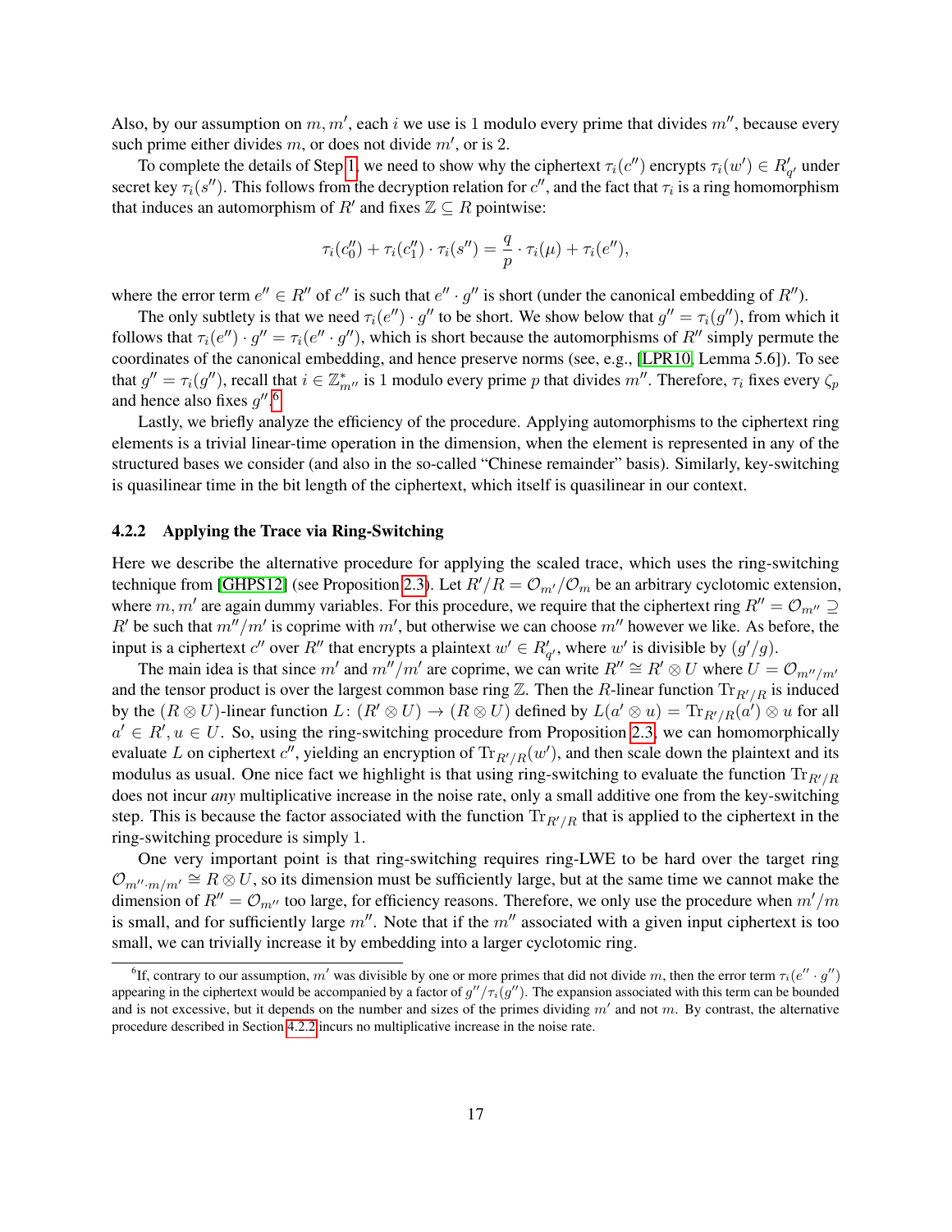Also, by our assumption on $m, m'$, each $i$ we use is 1 modulo every prime that divides $m''$, because every such prime either divides $m$, or does not divide $m'$, or is 2.

To complete the details of Step 1, we need to show why the ciphertext $\tau_i(c'')$ encrypts $\tau_i(w') \in R'_{q'}$ under secret key $\tau_i(s'')$. This follows from the decryption relation for $c''$, and the fact that $\tau_i$ is a ring homomorphism that induces an automorphism of $R'$ and fixes $\mathbb{Z} \subseteq R$ pointwise:

$$\tau_i(c''_0) + \tau_i(c''_1) \cdot \tau_i(s'') = \frac{q}{p} \cdot \tau_i(\mu) + \tau_i(e''),$$

where the error term $e'' \in R''$ of $c''$ is such that $e'' \cdot g''$ is short (under the canonical embedding of $R''$).

The only subtlety is that we need $\tau_i(e'') \cdot g''$ to be short. We show below that $g'' = \tau_i(g'')$, from which it follows that $\tau_i(e'') \cdot g'' = \tau_i(e'' \cdot g'')$, which is short because the automorphisms of $R''$ simply permute the coordinates of the canonical embedding, and hence preserve norms (see, e.g., [LPR10, Lemma 5.6]). To see that $g'' = \tau_i(g'')$, recall that $i \in \mathbb{Z}^*_{m''}$ is 1 modulo every prime $p$ that divides $m''$. Therefore, $\tau_i$ fixes every $\zeta_p$ and hence also fixes $g''$.[6]

Lastly, we briefly analyze the efficiency of the procedure. Applying automorphisms to the ciphertext ring elements is a trivial linear-time operation in the dimension, when the element is represented in any of the structured bases we consider (and also in the so-called "Chinese remainder" basis). Similarly, key-switching is quasilinear time in the bit length of the ciphertext, which itself is quasilinear in our context.

#### 4.2.2 Applying the Trace via Ring-Switching

Here we describe the alternative procedure for applying the scaled trace, which uses the ring-switching technique from [GHPS12] (see Proposition 2.3). Let $R'/R = \mathcal{O}_{m'}/\mathcal{O}_m$ be an arbitrary cyclotomic extension, where $m, m'$ are again dummy variables. For this procedure, we require that the ciphertext ring $R'' = \mathcal{O}_{m''} \supseteq R'$ be such that $m''/m'$ is coprime with $m'$, but otherwise we can choose $m''$ however we like. As before, the input is a ciphertext $c''$ over $R''$ that encrypts a plaintext $w' \in R'_{q'}$, where $w'$ is divisible by $(g'/g)$.

The main idea is that since $m'$ and $m''/m'$ are coprime, we can write $R'' \cong R' \otimes U$ where $U = \mathcal{O}_{m''/m'}$ and the tensor product is over the largest common base ring $\mathbb{Z}$. Then the $R$-linear function $\mathrm{Tr}_{R'/R}$ is induced by the $(R \otimes U)$-linear function $L \colon (R' \otimes U) \to (R \otimes U)$ defined by $L(a' \otimes u) = \mathrm{Tr}_{R'/R}(a') \otimes u$ for all $a' \in R', u \in U$. So, using the ring-switching procedure from Proposition 2.3, we can homomorphically evaluate $L$ on ciphertext $c''$, yielding an encryption of $\mathrm{Tr}_{R'/R}(w')$, and then scale down the plaintext and its modulus as usual. One nice fact we highlight is that using ring-switching to evaluate the function $\mathrm{Tr}_{R'/R}$ does not incur *any* multiplicative increase in the noise rate, only a small additive one from the key-switching step. This is because the factor associated with the function $\mathrm{Tr}_{R'/R}$ that is applied to the ciphertext in the ring-switching procedure is simply 1.

One very important point is that ring-switching requires ring-LWE to be hard over the target ring $\mathcal{O}_{m'' \cdot m/m'} \cong R \otimes U$, so its dimension must be sufficiently large, but at the same time we cannot make the dimension of $R'' = \mathcal{O}_{m''}$ too large, for efficiency reasons. Therefore, we only use the procedure when $m'/m$ is small, and for sufficiently large $m''$. Note that if the $m''$ associated with a given input ciphertext is too small, we can trivially increase it by embedding into a larger cyclotomic ring.

[6] If, contrary to our assumption, $m'$ was divisible by one or more primes that did not divide $m$, then the error term $\tau_i(e'' \cdot g'')$ appearing in the ciphertext would be accompanied by a factor of $g''/\tau_i(g'')$. The expansion associated with this term can be bounded and is not excessive, but it depends on the number and sizes of the primes dividing $m'$ and not $m$. By contrast, the alternative procedure described in Section 4.2.2 incurs no multiplicative increase in the noise rate.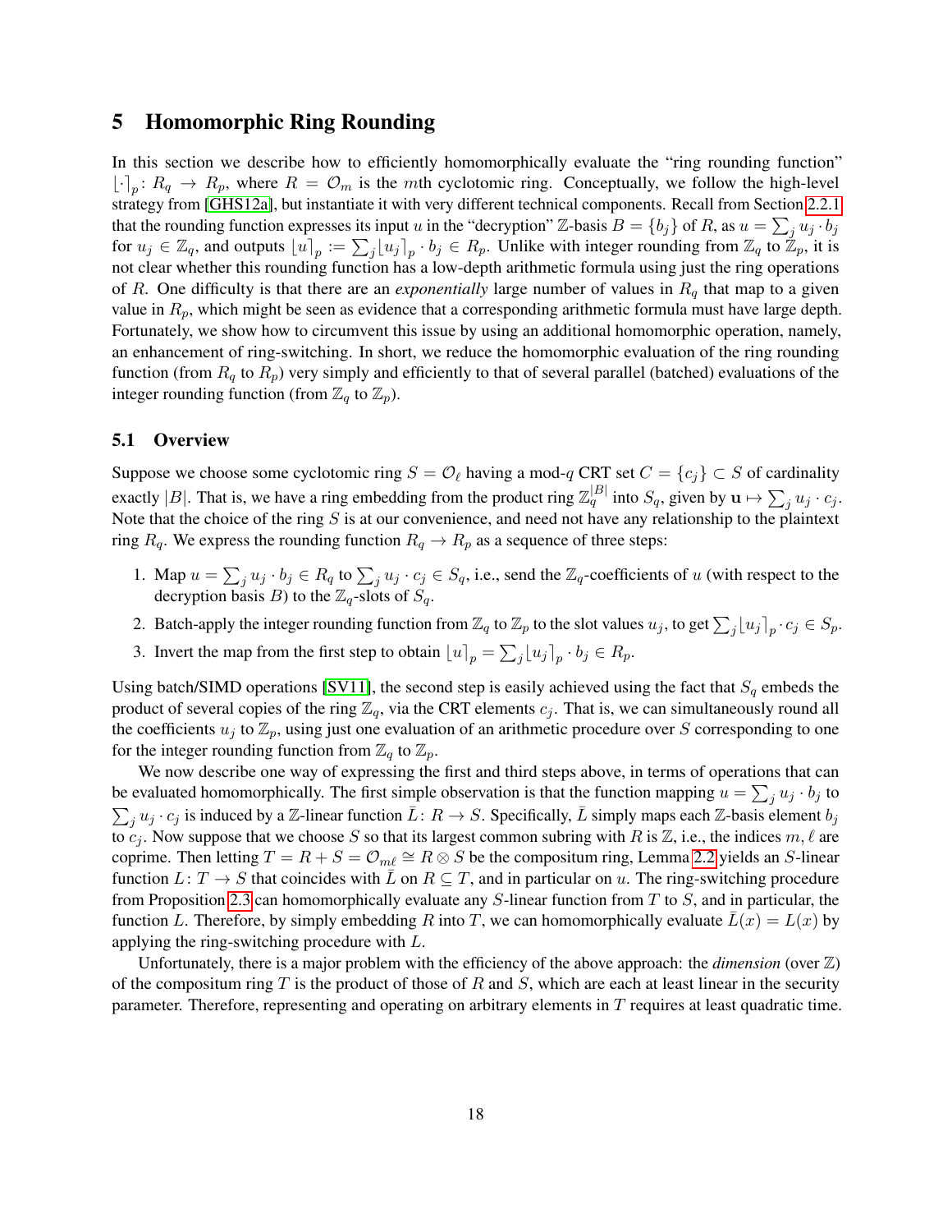## 5 Homomorphic Ring Rounding

In this section we describe how to efficiently homomorphically evaluate the "ring rounding function" $\lfloor \cdot \rceil_p \colon R_q \to R_p$, where $R = \mathcal{O}_m$ is the $m$th cyclotomic ring. Conceptually, we follow the high-level strategy from [GHS12a], but instantiate it with very different technical components. Recall from Section 2.2.1 that the rounding function expresses its input $u$ in the "decryption" $\mathbb{Z}$-basis $B = \{b_j\}$ of $R$, as $u = \sum_j u_j \cdot b_j$ for $u_j \in \mathbb{Z}_q$, and outputs $\lfloor u \rceil_p := \sum_j \lfloor u_j \rceil_p \cdot b_j \in R_p$. Unlike with integer rounding from $\mathbb{Z}_q$ to $\mathbb{Z}_p$, it is not clear whether this rounding function has a low-depth arithmetic formula using just the ring operations of $R$. One difficulty is that there are an *exponentially* large number of values in $R_q$ that map to a given value in $R_p$, which might be seen as evidence that a corresponding arithmetic formula must have large depth. Fortunately, we show how to circumvent this issue by using an additional homomorphic operation, namely, an enhancement of ring-switching. In short, we reduce the homomorphic evaluation of the ring rounding function (from $R_q$ to $R_p$) very simply and efficiently to that of several parallel (batched) evaluations of the integer rounding function (from $\mathbb{Z}_q$ to $\mathbb{Z}_p$).

### 5.1 Overview

Suppose we choose some cyclotomic ring $S = \mathcal{O}_\ell$ having a mod-$q$ CRT set $C = \{c_j\} \subset S$ of cardinality exactly $|B|$. That is, we have a ring embedding from the product ring $\mathbb{Z}_q^{|B|}$ into $S_q$, given by $\mathbf{u} \mapsto \sum_j u_j \cdot c_j$. Note that the choice of the ring $S$ is at our convenience, and need not have any relationship to the plaintext ring $R_q$. We express the rounding function $R_q \to R_p$ as a sequence of three steps:

1. Map $u = \sum_j u_j \cdot b_j \in R_q$ to $\sum_j u_j \cdot c_j \in S_q$, i.e., send the $\mathbb{Z}_q$-coefficients of $u$ (with respect to the decryption basis $B$) to the $\mathbb{Z}_q$-slots of $S_q$.
2. Batch-apply the integer rounding function from $\mathbb{Z}_q$ to $\mathbb{Z}_p$ to the slot values $u_j$, to get $\sum_j \lfloor u_j \rceil_p \cdot c_j \in S_p$.
3. Invert the map from the first step to obtain $\lfloor u \rceil_p = \sum_j \lfloor u_j \rceil_p \cdot b_j \in R_p$.

Using batch/SIMD operations [SV11], the second step is easily achieved using the fact that $S_q$ embeds the product of several copies of the ring $\mathbb{Z}_q$, via the CRT elements $c_j$. That is, we can simultaneously round all the coefficients $u_j$ to $\mathbb{Z}_p$, using just one evaluation of an arithmetic procedure over $S$ corresponding to one for the integer rounding function from $\mathbb{Z}_q$ to $\mathbb{Z}_p$.

We now describe one way of expressing the first and third steps above, in terms of operations that can be evaluated homomorphically. The first simple observation is that the function mapping $u = \sum_j u_j \cdot b_j$ to $\sum_j u_j \cdot c_j$ is induced by a $\mathbb{Z}$-linear function $\bar{L} \colon R \to S$. Specifically, $\bar{L}$ simply maps each $\mathbb{Z}$-basis element $b_j$ to $c_j$. Now suppose that we choose $S$ so that its largest common subring with $R$ is $\mathbb{Z}$, i.e., the indices $m, \ell$ are coprime. Then letting $T = R + S = \mathcal{O}_{m\ell} \cong R \otimes S$ be the compositum ring, Lemma 2.2 yields an $S$-linear function $L \colon T \to S$ that coincides with $\bar{L}$ on $R \subseteq T$, and in particular on $u$. The ring-switching procedure from Proposition 2.3 can homomorphically evaluate any $S$-linear function from $T$ to $S$, and in particular, the function $L$. Therefore, by simply embedding $R$ into $T$, we can homomorphically evaluate $\bar{L}(x) = L(x)$ by applying the ring-switching procedure with $L$.

Unfortunately, there is a major problem with the efficiency of the above approach: the *dimension* (over $\mathbb{Z}$) of the compositum ring $T$ is the product of those of $R$ and $S$, which are each at least linear in the security parameter. Therefore, representing and operating on arbitrary elements in $T$ requires at least quadratic time.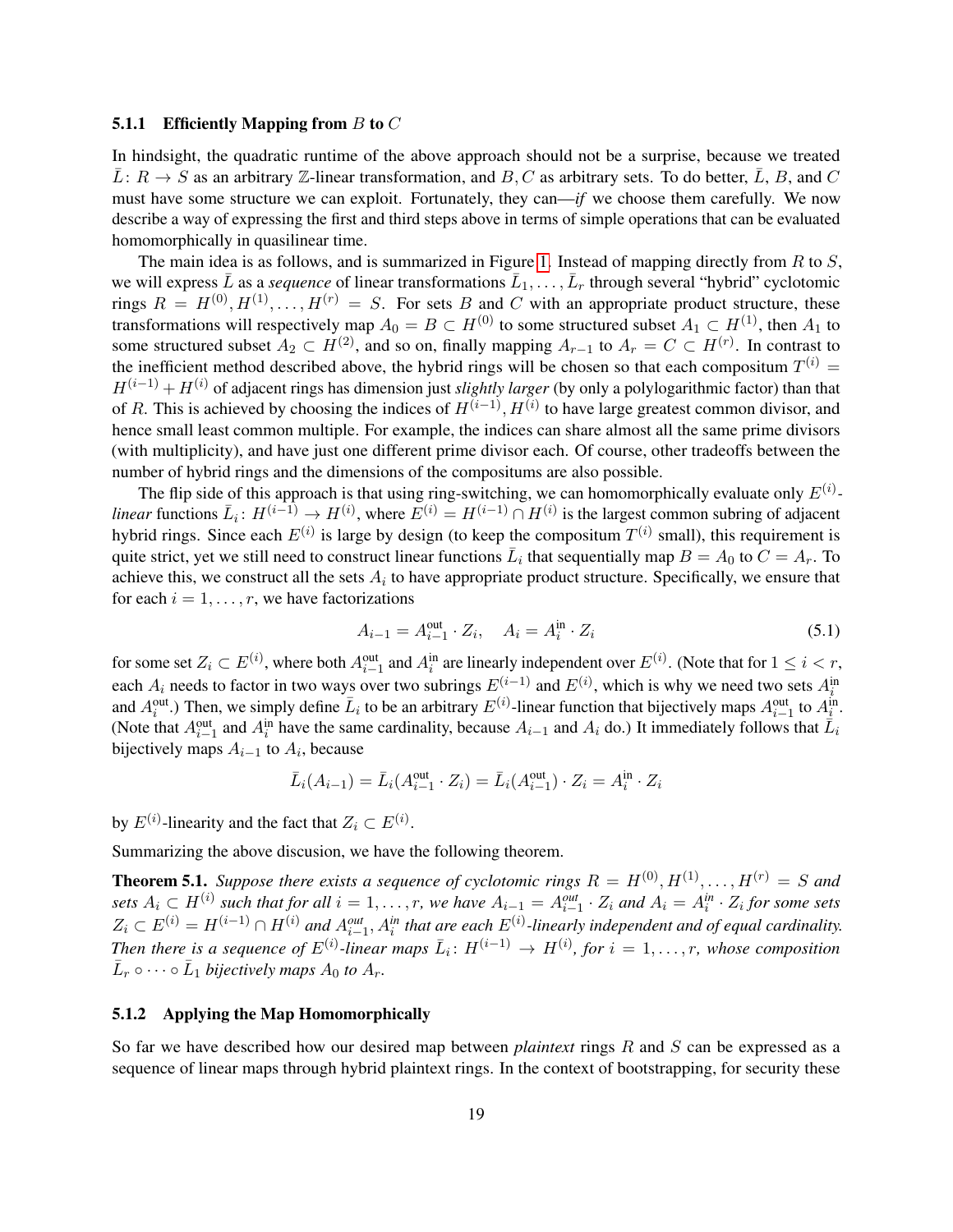### 5.1.1 Efficiently Mapping from $B$ to $C$

In hindsight, the quadratic runtime of the above approach should not be a surprise, because we treated $\bar{L}\colon R \to S$ as an arbitrary $\mathbb{Z}$-linear transformation, and $B, C$ as arbitrary sets. To do better, $\bar{L}$, $B$, and $C$ must have some structure we can exploit. Fortunately, they can—*if* we choose them carefully. We now describe a way of expressing the first and third steps above in terms of simple operations that can be evaluated homomorphically in quasilinear time.

The main idea is as follows, and is summarized in Figure 1. Instead of mapping directly from $R$ to $S$, we will express $\bar{L}$ as a *sequence* of linear transformations $\bar{L}_1, \ldots, \bar{L}_r$ through several "hybrid" cyclotomic rings $R = H^{(0)}, H^{(1)}, \ldots, H^{(r)} = S$. For sets $B$ and $C$ with an appropriate product structure, these transformations will respectively map $A_0 = B \subset H^{(0)}$ to some structured subset $A_1 \subset H^{(1)}$, then $A_1$ to some structured subset $A_2 \subset H^{(2)}$, and so on, finally mapping $A_{r-1}$ to $A_r = C \subset H^{(r)}$. In contrast to the inefficient method described above, the hybrid rings will be chosen so that each compositum $T^{(i)} = H^{(i-1)} + H^{(i)}$ of adjacent rings has dimension just *slightly larger* (by only a polylogarithmic factor) than that of $R$. This is achieved by choosing the indices of $H^{(i-1)}, H^{(i)}$ to have large greatest common divisor, and hence small least common multiple. For example, the indices can share almost all the same prime divisors (with multiplicity), and have just one different prime divisor each. Of course, other tradeoffs between the number of hybrid rings and the dimensions of the compositums are also possible.

The flip side of this approach is that using ring-switching, we can homomorphically evaluate only $E^{(i)}$-*linear* functions $\bar{L}_i\colon H^{(i-1)} \to H^{(i)}$, where $E^{(i)} = H^{(i-1)} \cap H^{(i)}$ is the largest common subring of adjacent hybrid rings. Since each $E^{(i)}$ is large by design (to keep the compositum $T^{(i)}$ small), this requirement is quite strict, yet we still need to construct linear functions $\bar{L}_i$ that sequentially map $B = A_0$ to $C = A_r$. To achieve this, we construct all the sets $A_i$ to have appropriate product structure. Specifically, we ensure that for each $i = 1, \ldots, r$, we have factorizations

$$A_{i-1} = A_{i-1}^{\text{out}} \cdot Z_i, \quad A_i = A_i^{\text{in}} \cdot Z_i \tag{5.1}$$

for some set $Z_i \subset E^{(i)}$, where both $A_{i-1}^{\text{out}}$ and $A_i^{\text{in}}$ are linearly independent over $E^{(i)}$. (Note that for $1 \leq i < r$, each $A_i$ needs to factor in two ways over two subrings $E^{(i-1)}$ and $E^{(i)}$, which is why we need two sets $A_i^{\text{in}}$ and $A_i^{\text{out}}$.) Then, we simply define $\bar{L}_i$ to be an arbitrary $E^{(i)}$-linear function that bijectively maps $A_{i-1}^{\text{out}}$ to $A_i^{\text{in}}$. (Note that $A_{i-1}^{\text{out}}$ and $A_i^{\text{in}}$ have the same cardinality, because $A_{i-1}$ and $A_i$ do.) It immediately follows that $\bar{L}_i$ bijectively maps $A_{i-1}$ to $A_i$, because

$$\bar{L}_i(A_{i-1}) = \bar{L}_i(A_{i-1}^{\text{out}} \cdot Z_i) = \bar{L}_i(A_{i-1}^{\text{out}}) \cdot Z_i = A_i^{\text{in}} \cdot Z_i$$

by $E^{(i)}$-linearity and the fact that $Z_i \subset E^{(i)}$.

Summarizing the above discusion, we have the following theorem.

**Theorem 5.1.** *Suppose there exists a sequence of cyclotomic rings $R = H^{(0)}, H^{(1)}, \ldots, H^{(r)} = S$ and sets $A_i \subset H^{(i)}$ such that for all $i = 1, \ldots, r$, we have $A_{i-1} = A_{i-1}^{out} \cdot Z_i$ and $A_i = A_i^{in} \cdot Z_i$ for some sets $Z_i \subset E^{(i)} = H^{(i-1)} \cap H^{(i)}$ and $A_{i-1}^{out}, A_i^{in}$ that are each $E^{(i)}$-linearly independent and of equal cardinality. Then there is a sequence of $E^{(i)}$-linear maps $\bar{L}_i\colon H^{(i-1)} \to H^{(i)}$, for $i = 1, \ldots, r$, whose composition $\bar{L}_r \circ \cdots \circ \bar{L}_1$ bijectively maps $A_0$ to $A_r$.*

### 5.1.2 Applying the Map Homomorphically

So far we have described how our desired map between *plaintext* rings $R$ and $S$ can be expressed as a sequence of linear maps through hybrid plaintext rings. In the context of bootstrapping, for security these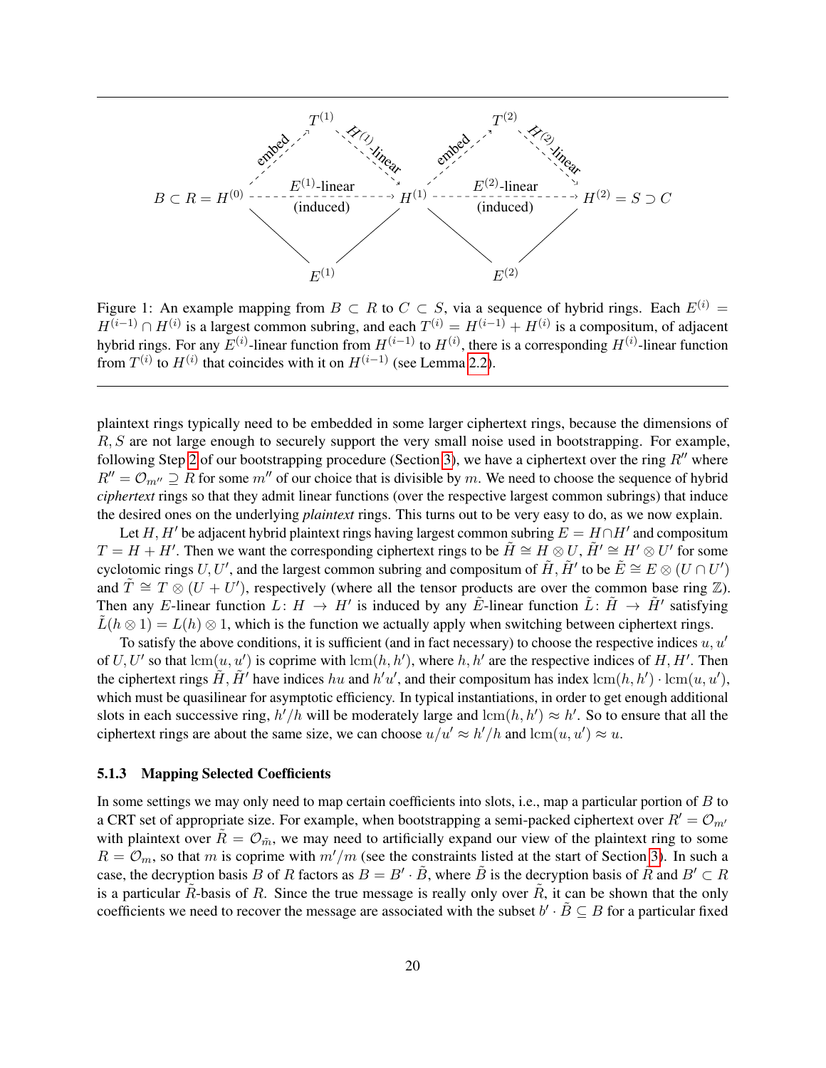Figure 1: An example mapping from $B \subset R$ to $C \subset S$, via a sequence of hybrid rings. Each $E^{(i)} = H^{(i-1)} \cap H^{(i)}$ is a largest common subring, and each $T^{(i)} = H^{(i-1)} + H^{(i)}$ is a compositum, of adjacent hybrid rings. For any $E^{(i)}$-linear function from $H^{(i-1)}$ to $H^{(i)}$, there is a corresponding $H^{(i)}$-linear function from $T^{(i)}$ to $H^{(i)}$ that coincides with it on $H^{(i-1)}$ (see Lemma 2.2).

plaintext rings typically need to be embedded in some larger ciphertext rings, because the dimensions of $R, S$ are not large enough to securely support the very small noise used in bootstrapping. For example, following Step 2 of our bootstrapping procedure (Section 3), we have a ciphertext over the ring $R''$ where $R'' = \mathcal{O}_{m''} \supseteq R$ for some $m''$ of our choice that is divisible by $m$. We need to choose the sequence of hybrid *ciphertext* rings so that they admit linear functions (over the respective largest common subrings) that induce the desired ones on the underlying *plaintext* rings. This turns out to be very easy to do, as we now explain.

Let $H, H'$ be adjacent hybrid plaintext rings having largest common subring $E = H \cap H'$ and compositum $T = H + H'$. Then we want the corresponding ciphertext rings to be $\tilde{H} \cong H \otimes U$, $\tilde{H}' \cong H' \otimes U'$ for some cyclotomic rings $U, U'$, and the largest common subring and compositum of $\tilde{H}, \tilde{H}'$ to be $\tilde{E} \cong E \otimes (U \cap U')$ and $\tilde{T} \cong T \otimes (U + U')$, respectively (where all the tensor products are over the common base ring $\mathbb{Z}$). Then any $E$-linear function $L \colon H \to H'$ is induced by any $\tilde{E}$-linear function $\tilde{L} \colon \tilde{H} \to \tilde{H}'$ satisfying $\tilde{L}(h \otimes 1) = L(h) \otimes 1$, which is the function we actually apply when switching between ciphertext rings.

To satisfy the above conditions, it is sufficient (and in fact necessary) to choose the respective indices $u, u'$ of $U, U'$ so that $\operatorname{lcm}(u, u')$ is coprime with $\operatorname{lcm}(h, h')$, where $h, h'$ are the respective indices of $H, H'$. Then the ciphertext rings $\tilde{H}, \tilde{H}'$ have indices $hu$ and $h'u'$, and their compositum has index $\operatorname{lcm}(h, h') \cdot \operatorname{lcm}(u, u')$, which must be quasilinear for asymptotic efficiency. In typical instantiations, in order to get enough additional slots in each successive ring, $h'/h$ will be moderately large and $\operatorname{lcm}(h, h') \approx h'$. So to ensure that all the ciphertext rings are about the same size, we can choose $u/u' \approx h'/h$ and $\operatorname{lcm}(u, u') \approx u$.

### 5.1.3 Mapping Selected Coefficients

In some settings we may only need to map certain coefficients into slots, i.e., map a particular portion of $B$ to a CRT set of appropriate size. For example, when bootstrapping a semi-packed ciphertext over $R' = \mathcal{O}_{m'}$ with plaintext over $\tilde{R} = \mathcal{O}_{\tilde{m}}$, we may need to artificially expand our view of the plaintext ring to some $R = \mathcal{O}_m$, so that $m$ is coprime with $m'/m$ (see the constraints listed at the start of Section 3). In such a case, the decryption basis $B$ of $R$ factors as $B = B' \cdot \tilde{B}$, where $\tilde{B}$ is the decryption basis of $\tilde{R}$ and $B' \subset R$ is a particular $\tilde{R}$-basis of $R$. Since the true message is really only over $\tilde{R}$, it can be shown that the only coefficients we need to recover the message are associated with the subset $b' \cdot \tilde{B} \subseteq B$ for a particular fixed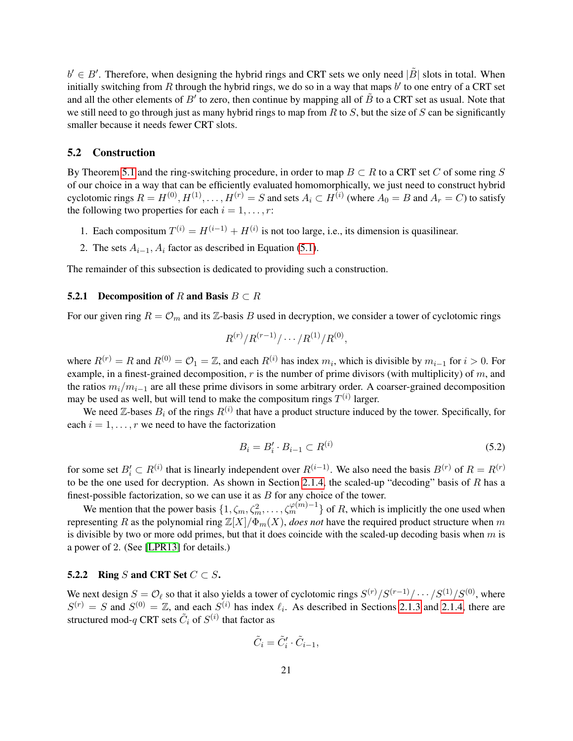$b' \in B'$. Therefore, when designing the hybrid rings and CRT sets we only need $|\tilde{B}|$ slots in total. When initially switching from $R$ through the hybrid rings, we do so in a way that maps $b'$ to one entry of a CRT set and all the other elements of $B'$ to zero, then continue by mapping all of $\tilde{B}$ to a CRT set as usual. Note that we still need to go through just as many hybrid rings to map from $R$ to $S$, but the size of $S$ can be significantly smaller because it needs fewer CRT slots.

## 5.2 Construction

By Theorem 5.1 and the ring-switching procedure, in order to map $B \subset R$ to a CRT set $C$ of some ring $S$ of our choice in a way that can be efficiently evaluated homomorphically, we just need to construct hybrid cyclotomic rings $R = H^{(0)}, H^{(1)}, \ldots, H^{(r)} = S$ and sets $A_i \subset H^{(i)}$ (where $A_0 = B$ and $A_r = C$) to satisfy the following two properties for each $i = 1, \ldots, r$:

1. Each compositum $T^{(i)} = H^{(i-1)} + H^{(i)}$ is not too large, i.e., its dimension is quasilinear.
2. The sets $A_{i-1}, A_i$ factor as described in Equation (5.1).

The remainder of this subsection is dedicated to providing such a construction.

### 5.2.1 Decomposition of $R$ and Basis $B \subset R$

For our given ring $R = \mathcal{O}_m$ and its $\mathbb{Z}$-basis $B$ used in decryption, we consider a tower of cyclotomic rings

$$R^{(r)}/R^{(r-1)}/\cdots/R^{(1)}/R^{(0)},$$

where $R^{(r)} = R$ and $R^{(0)} = \mathcal{O}_1 = \mathbb{Z}$, and each $R^{(i)}$ has index $m_i$, which is divisible by $m_{i-1}$ for $i > 0$. For example, in a finest-grained decomposition, $r$ is the number of prime divisors (with multiplicity) of $m$, and the ratios $m_i/m_{i-1}$ are all these prime divisors in some arbitrary order. A coarser-grained decomposition may be used as well, but will tend to make the compositum rings $T^{(i)}$ larger.

We need $\mathbb{Z}$-bases $B_i$ of the rings $R^{(i)}$ that have a product structure induced by the tower. Specifically, for each $i = 1, \ldots, r$ we need to have the factorization

$$B_i = B'_i \cdot B_{i-1} \subset R^{(i)} \tag{5.2}$$

for some set $B'_i \subset R^{(i)}$ that is linearly independent over $R^{(i-1)}$. We also need the basis $B^{(r)}$ of $R = R^{(r)}$ to be the one used for decryption. As shown in Section 2.1.4, the scaled-up "decoding" basis of $R$ has a finest-possible factorization, so we can use it as $B$ for any choice of the tower.

We mention that the power basis $\{1, \zeta_m, \zeta_m^2, \ldots, \zeta_m^{\varphi(m)-1}\}$ of $R$, which is implicitly the one used when representing $R$ as the polynomial ring $\mathbb{Z}[X]/\Phi_m(X)$, *does not* have the required product structure when $m$ is divisible by two or more odd primes, but that it does coincide with the scaled-up decoding basis when $m$ is a power of 2. (See [LPR13] for details.)

### 5.2.2 Ring $S$ and CRT Set $C \subset S$.

We next design $S = \mathcal{O}_\ell$ so that it also yields a tower of cyclotomic rings $S^{(r)}/S^{(r-1)}/\cdots/S^{(1)}/S^{(0)}$, where $S^{(r)} = S$ and $S^{(0)} = \mathbb{Z}$, and each $S^{(i)}$ has index $\ell_i$. As described in Sections 2.1.3 and 2.1.4, there are structured mod-$q$ CRT sets $\tilde{C}_i$ of $S^{(i)}$ that factor as

$$\tilde{C}_i = \tilde{C}'_i \cdot \tilde{C}_{i-1},$$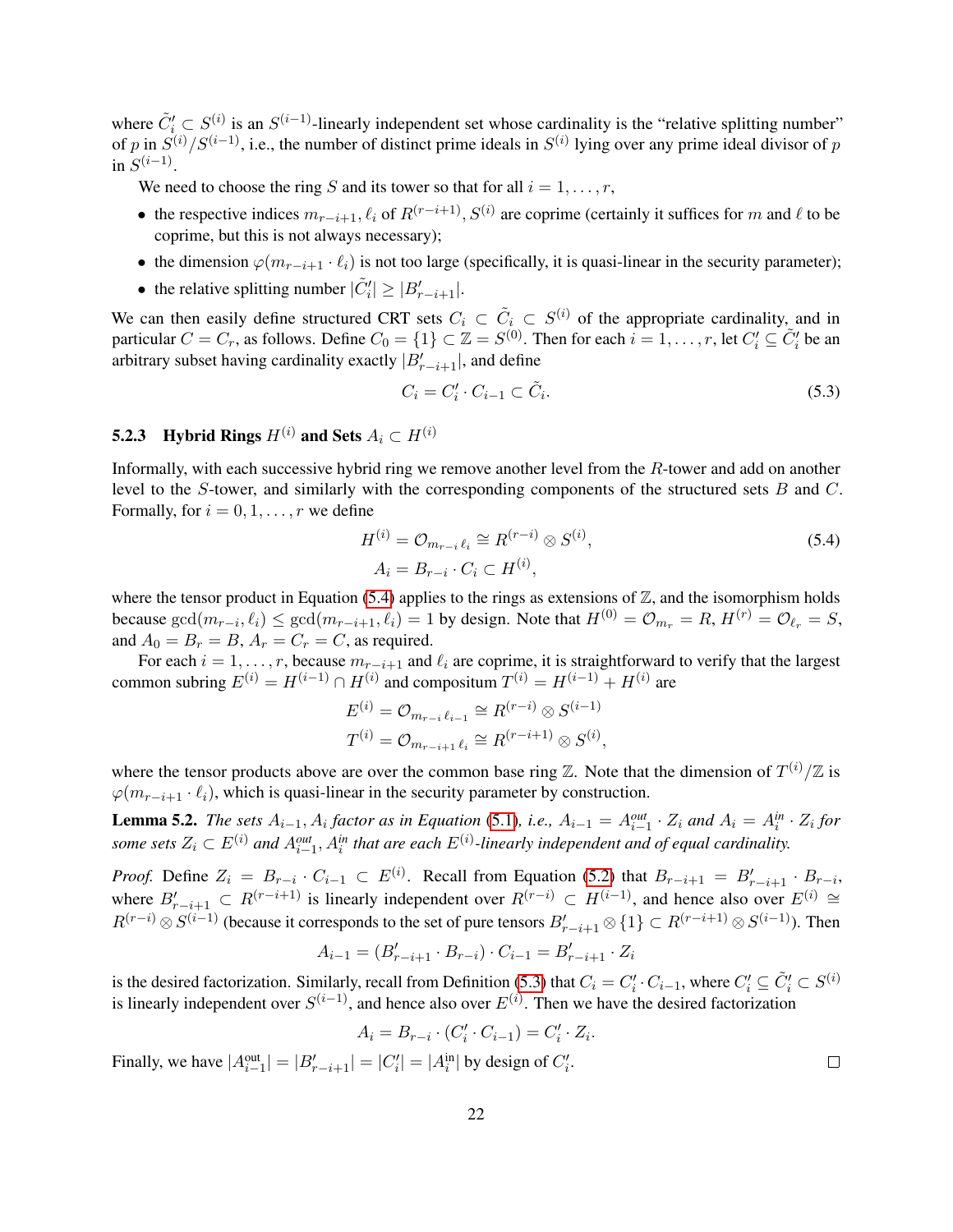where $\tilde{C}'_i \subset S^{(i)}$ is an $S^{(i-1)}$-linearly independent set whose cardinality is the "relative splitting number" of $p$ in $S^{(i)}/S^{(i-1)}$, i.e., the number of distinct prime ideals in $S^{(i)}$ lying over any prime ideal divisor of $p$ in $S^{(i-1)}$.

We need to choose the ring $S$ and its tower so that for all $i = 1, \ldots, r$,

- the respective indices $m_{r-i+1}, \ell_i$ of $R^{(r-i+1)}, S^{(i)}$ are coprime (certainly it suffices for $m$ and $\ell$ to be coprime, but this is not always necessary);
- the dimension $\varphi(m_{r-i+1} \cdot \ell_i)$ is not too large (specifically, it is quasi-linear in the security parameter);
- the relative splitting number $|\tilde{C}'_i| \geq |B'_{r-i+1}|$.

We can then easily define structured CRT sets $C_i \subset \tilde{C}_i \subset S^{(i)}$ of the appropriate cardinality, and in particular $C = C_r$, as follows. Define $C_0 = \{1\} \subset \mathbb{Z} = S^{(0)}$. Then for each $i = 1, \ldots, r$, let $C'_i \subseteq \tilde{C}'_i$ be an arbitrary subset having cardinality exactly $|B'_{r-i+1}|$, and define

$$C_i = C'_i \cdot C_{i-1} \subset \tilde{C}_i. \tag{5.3}$$

### 5.2.3 Hybrid Rings $H^{(i)}$ and Sets $A_i \subset H^{(i)}$

Informally, with each successive hybrid ring we remove another level from the $R$-tower and add on another level to the $S$-tower, and similarly with the corresponding components of the structured sets $B$ and $C$. Formally, for $i = 0, 1, \ldots, r$ we define

$$\begin{aligned} H^{(i)} &= \mathcal{O}_{m_{r-i}\ell_i} \cong R^{(r-i)} \otimes S^{(i)}, \\ A_i &= B_{r-i} \cdot C_i \subset H^{(i)}, \end{aligned} \tag{5.4}$$

where the tensor product in Equation (5.4) applies to the rings as extensions of $\mathbb{Z}$, and the isomorphism holds because $\gcd(m_{r-i}, \ell_i) \leq \gcd(m_{r-i+1}, \ell_i) = 1$ by design. Note that $H^{(0)} = \mathcal{O}_{m_r} = R$, $H^{(r)} = \mathcal{O}_{\ell_r} = S$, and $A_0 = B_r = B$, $A_r = C_r = C$, as required.

For each $i = 1, \ldots, r$, because $m_{r-i+1}$ and $\ell_i$ are coprime, it is straightforward to verify that the largest common subring $E^{(i)} = H^{(i-1)} \cap H^{(i)}$ and compositum $T^{(i)} = H^{(i-1)} + H^{(i)}$ are

$$\begin{aligned} E^{(i)} &= \mathcal{O}_{m_{r-i}\ell_{i-1}} \cong R^{(r-i)} \otimes S^{(i-1)} \\ T^{(i)} &= \mathcal{O}_{m_{r-i+1}\ell_i} \cong R^{(r-i+1)} \otimes S^{(i)}, \end{aligned}$$

where the tensor products above are over the common base ring $\mathbb{Z}$. Note that the dimension of $T^{(i)}/\mathbb{Z}$ is $\varphi(m_{r-i+1} \cdot \ell_i)$, which is quasi-linear in the security parameter by construction.

**Lemma 5.2.** *The sets $A_{i-1}, A_i$ factor as in Equation (5.1), i.e., $A_{i-1} = A^{out}_{i-1} \cdot Z_i$ and $A_i = A^{in}_i \cdot Z_i$ for some sets $Z_i \subset E^{(i)}$ and $A^{out}_{i-1}, A^{in}_i$ that are each $E^{(i)}$-linearly independent and of equal cardinality.*

*Proof.* Define $Z_i = B_{r-i} \cdot C_{i-1} \subset E^{(i)}$. Recall from Equation (5.2) that $B_{r-i+1} = B'_{r-i+1} \cdot B_{r-i}$, where $B'_{r-i+1} \subset R^{(r-i+1)}$ is linearly independent over $R^{(r-i)} \subset H^{(i-1)}$, and hence also over $E^{(i)} \cong R^{(r-i)} \otimes S^{(i-1)}$ (because it corresponds to the set of pure tensors $B'_{r-i+1} \otimes \{1\} \subset R^{(r-i+1)} \otimes S^{(i-1)}$). Then

$$A_{i-1} = (B'_{r-i+1} \cdot B_{r-i}) \cdot C_{i-1} = B'_{r-i+1} \cdot Z_i$$

is the desired factorization. Similarly, recall from Definition (5.3) that $C_i = C'_i \cdot C_{i-1}$, where $C'_i \subseteq \tilde{C}'_i \subset S^{(i)}$ is linearly independent over $S^{(i-1)}$, and hence also over $E^{(i)}$. Then we have the desired factorization

$$A_i = B_{r-i} \cdot (C'_i \cdot C_{i-1}) = C'_i \cdot Z_i.$$

Finally, we have $|A^{\text{out}}_{i-1}| = |B'_{r-i+1}| = |C'_i| = |A^{\text{in}}_i|$ by design of $C'_i$. $\square$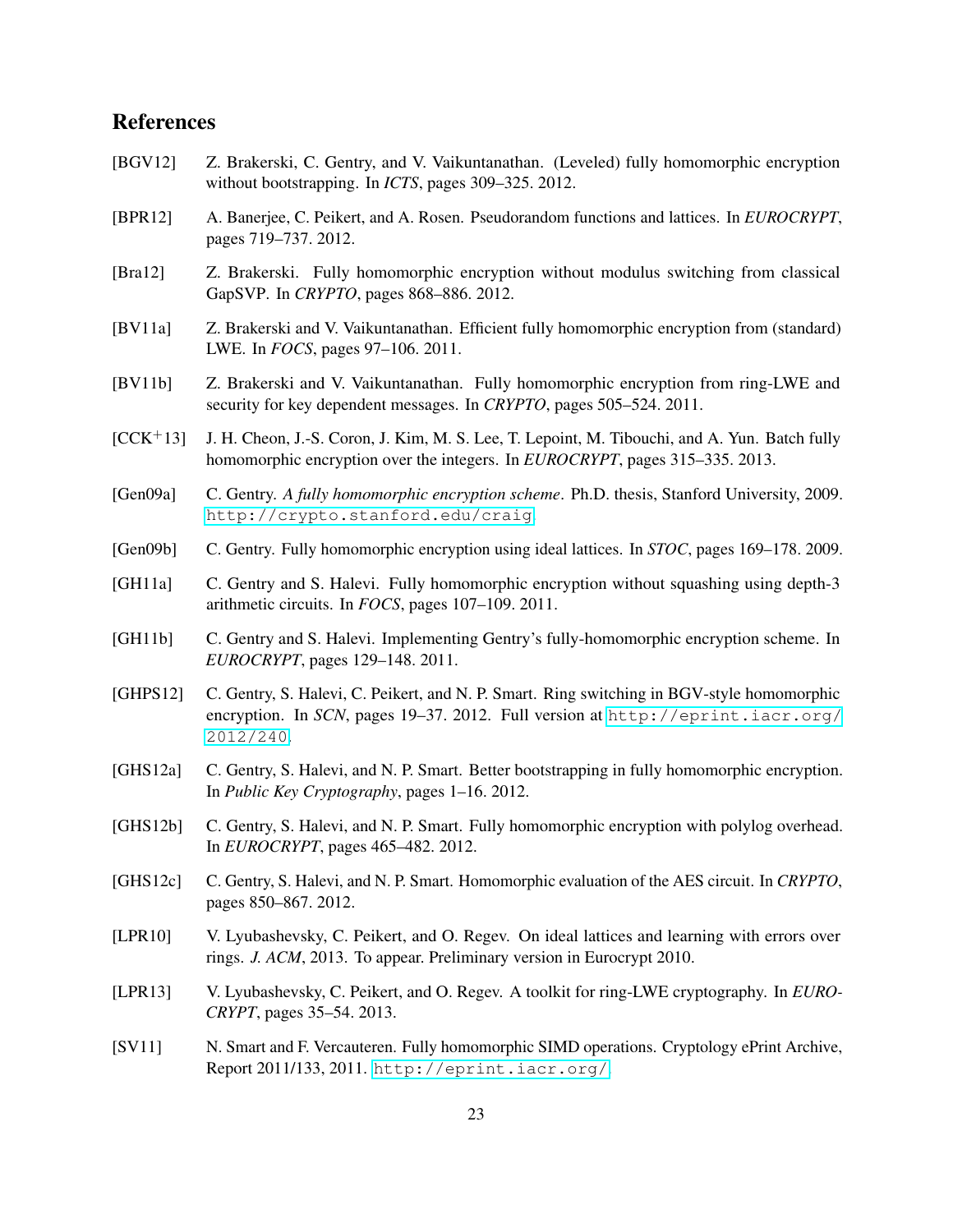## References

[BGV12] Z. Brakerski, C. Gentry, and V. Vaikuntanathan. (Leveled) fully homomorphic encryption without bootstrapping. In *ICTS*, pages 309–325. 2012.

[BPR12] A. Banerjee, C. Peikert, and A. Rosen. Pseudorandom functions and lattices. In *EUROCRYPT*, pages 719–737. 2012.

[Bra12] Z. Brakerski. Fully homomorphic encryption without modulus switching from classical GapSVP. In *CRYPTO*, pages 868–886. 2012.

[BV11a] Z. Brakerski and V. Vaikuntanathan. Efficient fully homomorphic encryption from (standard) LWE. In *FOCS*, pages 97–106. 2011.

[BV11b] Z. Brakerski and V. Vaikuntanathan. Fully homomorphic encryption from ring-LWE and security for key dependent messages. In *CRYPTO*, pages 505–524. 2011.

[CCK+13] J. H. Cheon, J.-S. Coron, J. Kim, M. S. Lee, T. Lepoint, M. Tibouchi, and A. Yun. Batch fully homomorphic encryption over the integers. In *EUROCRYPT*, pages 315–335. 2013.

[Gen09a] C. Gentry. *A fully homomorphic encryption scheme*. Ph.D. thesis, Stanford University, 2009. http://crypto.stanford.edu/craig.

[Gen09b] C. Gentry. Fully homomorphic encryption using ideal lattices. In *STOC*, pages 169–178. 2009.

[GH11a] C. Gentry and S. Halevi. Fully homomorphic encryption without squashing using depth-3 arithmetic circuits. In *FOCS*, pages 107–109. 2011.

[GH11b] C. Gentry and S. Halevi. Implementing Gentry's fully-homomorphic encryption scheme. In *EUROCRYPT*, pages 129–148. 2011.

[GHPS12] C. Gentry, S. Halevi, C. Peikert, and N. P. Smart. Ring switching in BGV-style homomorphic encryption. In *SCN*, pages 19–37. 2012. Full version at http://eprint.iacr.org/2012/240.

[GHS12a] C. Gentry, S. Halevi, and N. P. Smart. Better bootstrapping in fully homomorphic encryption. In *Public Key Cryptography*, pages 1–16. 2012.

[GHS12b] C. Gentry, S. Halevi, and N. P. Smart. Fully homomorphic encryption with polylog overhead. In *EUROCRYPT*, pages 465–482. 2012.

[GHS12c] C. Gentry, S. Halevi, and N. P. Smart. Homomorphic evaluation of the AES circuit. In *CRYPTO*, pages 850–867. 2012.

[LPR10] V. Lyubashevsky, C. Peikert, and O. Regev. On ideal lattices and learning with errors over rings. *J. ACM*, 2013. To appear. Preliminary version in Eurocrypt 2010.

[LPR13] V. Lyubashevsky, C. Peikert, and O. Regev. A toolkit for ring-LWE cryptography. In *EUROCRYPT*, pages 35–54. 2013.

[SV11] N. Smart and F. Vercauteren. Fully homomorphic SIMD operations. Cryptology ePrint Archive, Report 2011/133, 2011. http://eprint.iacr.org/.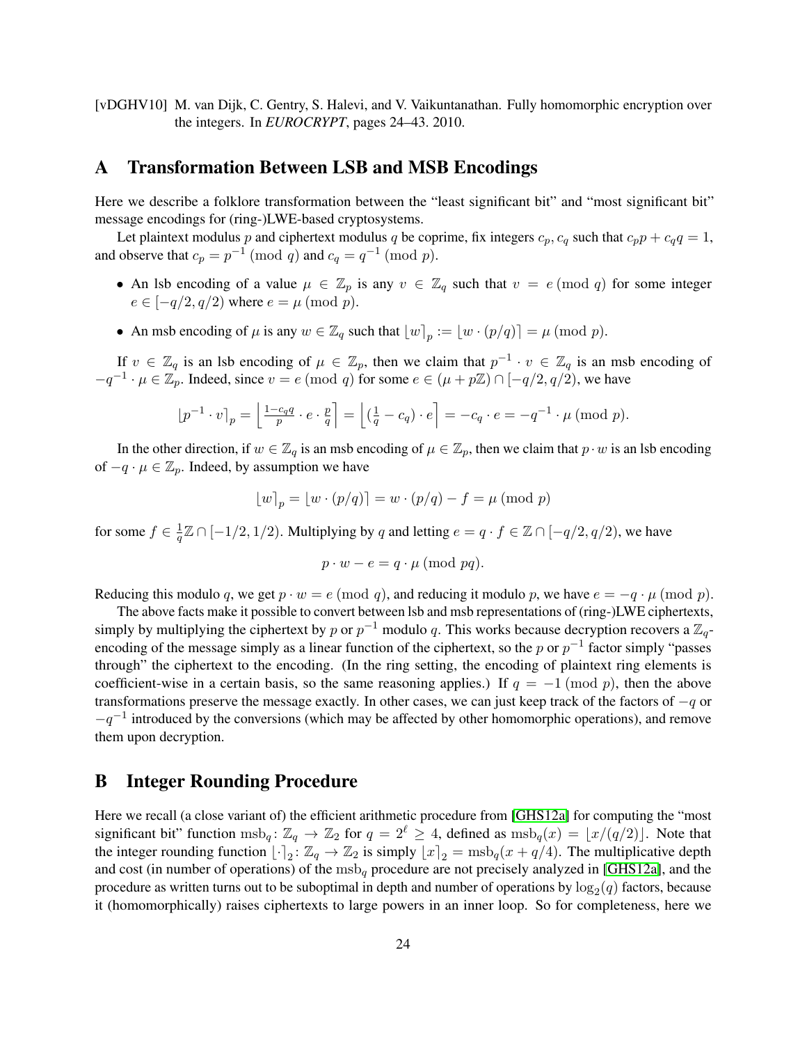[vDGHV10] M. van Dijk, C. Gentry, S. Halevi, and V. Vaikuntanathan. Fully homomorphic encryption over the integers. In *EUROCRYPT*, pages 24–43. 2010.

# A Transformation Between LSB and MSB Encodings

Here we describe a folklore transformation between the "least significant bit" and "most significant bit" message encodings for (ring-)LWE-based cryptosystems.

Let plaintext modulus $p$ and ciphertext modulus $q$ be coprime, fix integers $c_p, c_q$ such that $c_p p + c_q q = 1$, and observe that $c_p = p^{-1} \pmod q$ and $c_q = q^{-1} \pmod p$.

- An lsb encoding of a value $\mu \in \mathbb{Z}_p$ is any $v \in \mathbb{Z}_q$ such that $v = e \pmod q$ for some integer $e \in [-q/2, q/2)$ where $e = \mu \pmod p$.
- An msb encoding of $\mu$ is any $w \in \mathbb{Z}_q$ such that $\lfloor w \rceil_p := \lfloor w \cdot (p/q) \rceil = \mu \pmod p$.

If $v \in \mathbb{Z}_q$ is an lsb encoding of $\mu \in \mathbb{Z}_p$, then we claim that $p^{-1} \cdot v \in \mathbb{Z}_q$ is an msb encoding of $-q^{-1} \cdot \mu \in \mathbb{Z}_p$. Indeed, since $v = e \pmod q$ for some $e \in (\mu + p\mathbb{Z}) \cap [-q/2, q/2)$, we have

$$\lfloor p^{-1} \cdot v \rceil_p = \left\lfloor \tfrac{1 - c_q q}{p} \cdot e \cdot \tfrac{p}{q} \right\rceil = \left\lfloor (\tfrac{1}{q} - c_q) \cdot e \right\rceil = -c_q \cdot e = -q^{-1} \cdot \mu \pmod p.$$

In the other direction, if $w \in \mathbb{Z}_q$ is an msb encoding of $\mu \in \mathbb{Z}_p$, then we claim that $p \cdot w$ is an lsb encoding of $-q \cdot \mu \in \mathbb{Z}_p$. Indeed, by assumption we have

$$\lfloor w \rceil_p = \lfloor w \cdot (p/q) \rceil = w \cdot (p/q) - f = \mu \pmod p$$

for some $f \in \frac{1}{q}\mathbb{Z} \cap [-1/2, 1/2)$. Multiplying by $q$ and letting $e = q \cdot f \in \mathbb{Z} \cap [-q/2, q/2)$, we have

$$p \cdot w - e = q \cdot \mu \pmod{pq}.$$

Reducing this modulo $q$, we get $p \cdot w = e \pmod q$, and reducing it modulo $p$, we have $e = -q \cdot \mu \pmod p$.

The above facts make it possible to convert between lsb and msb representations of (ring-)LWE ciphertexts, simply by multiplying the ciphertext by $p$ or $p^{-1}$ modulo $q$. This works because decryption recovers a $\mathbb{Z}_q$-encoding of the message simply as a linear function of the ciphertext, so the $p$ or $p^{-1}$ factor simply "passes through" the ciphertext to the encoding. (In the ring setting, the encoding of plaintext ring elements is coefficient-wise in a certain basis, so the same reasoning applies.) If $q = -1 \pmod p$, then the above transformations preserve the message exactly. In other cases, we can just keep track of the factors of $-q$ or $-q^{-1}$ introduced by the conversions (which may be affected by other homomorphic operations), and remove them upon decryption.

# B Integer Rounding Procedure

Here we recall (a close variant of) the efficient arithmetic procedure from [GHS12a] for computing the "most significant bit" function $\mathrm{msb}_q \colon \mathbb{Z}_q \to \mathbb{Z}_2$ for $q = 2^\ell \geq 4$, defined as $\mathrm{msb}_q(x) = \lfloor x/(q/2) \rfloor$. Note that the integer rounding function $\lfloor \cdot \rceil_2 \colon \mathbb{Z}_q \to \mathbb{Z}_2$ is simply $\lfloor x \rceil_2 = \mathrm{msb}_q(x + q/4)$. The multiplicative depth and cost (in number of operations) of the $\mathrm{msb}_q$ procedure are not precisely analyzed in [GHS12a], and the procedure as written turns out to be suboptimal in depth and number of operations by $\log_2(q)$ factors, because it (homomorphically) raises ciphertexts to large powers in an inner loop. So for completeness, here we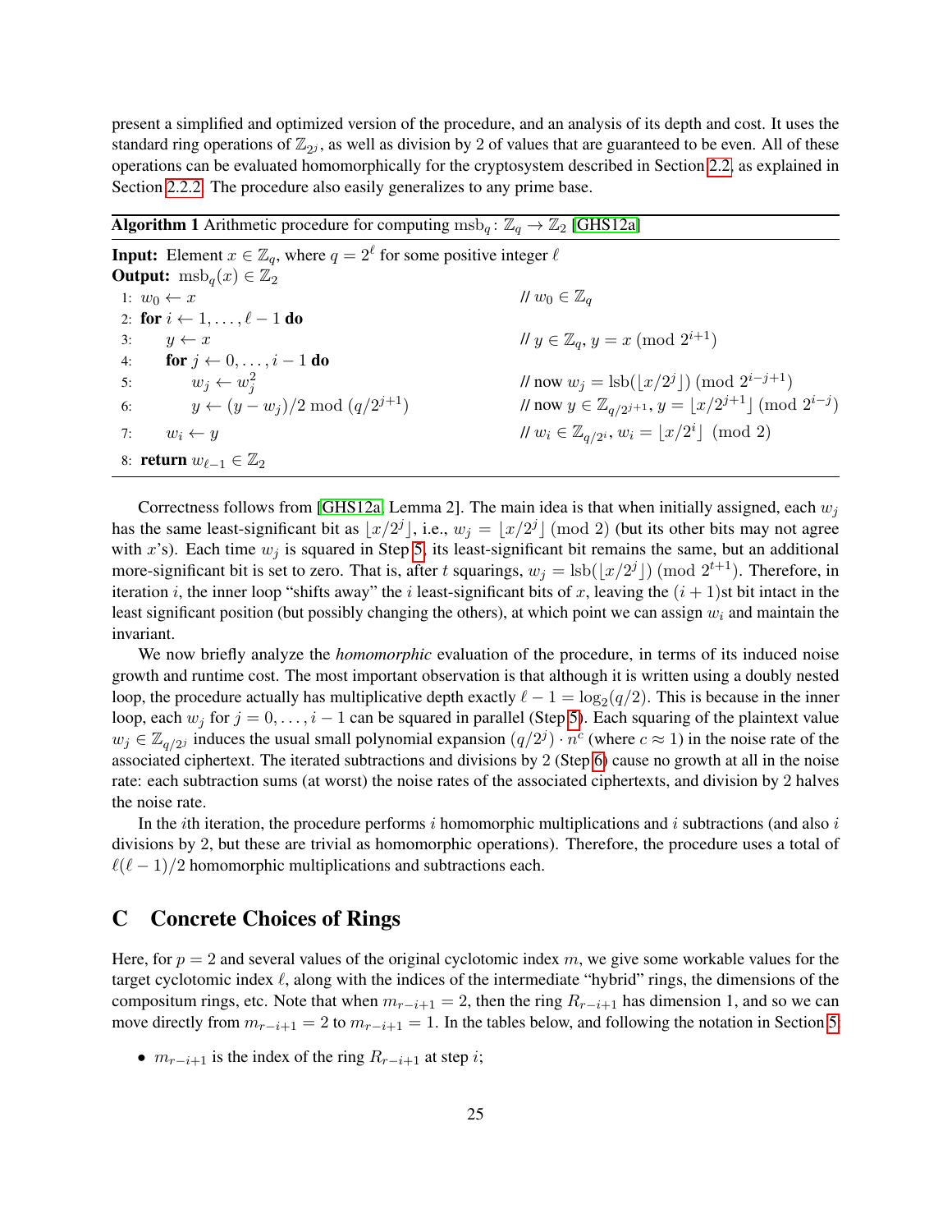present a simplified and optimized version of the procedure, and an analysis of its depth and cost. It uses the standard ring operations of $\mathbb{Z}_{2^j}$, as well as division by 2 of values that are guaranteed to be even. All of these operations can be evaluated homomorphically for the cryptosystem described in Section 2.2, as explained in Section 2.2.2. The procedure also easily generalizes to any prime base.

**Algorithm 1** Arithmetic procedure for computing $\mathrm{msb}_q \colon \mathbb{Z}_q \to \mathbb{Z}_2$ [GHS12a]

**Input:** Element $x \in \mathbb{Z}_q$, where $q = 2^\ell$ for some positive integer $\ell$
**Output:** $\mathrm{msb}_q(x) \in \mathbb{Z}_2$

```
1: w_0 ← x                                  // w_0 ∈ Z_q
2: for i ← 1, ..., ℓ − 1 do
3:     y ← x                                // y ∈ Z_q, y = x (mod 2^{i+1})
4:     for j ← 0, ..., i − 1 do
5:         w_j ← w_j^2                      // now w_j = lsb(⌊x/2^j⌋) (mod 2^{i−j+1})
6:         y ← (y − w_j)/2 mod (q/2^{j+1})  // now y ∈ Z_{q/2^{j+1}}, y = ⌊x/2^{j+1}⌋ (mod 2^{i−j})
7:     w_i ← y                              // w_i ∈ Z_{q/2^i}, w_i = ⌊x/2^i⌋ (mod 2)
8: return w_{ℓ−1} ∈ Z_2
```

Correctness follows from [GHS12a, Lemma 2]. The main idea is that when initially assigned, each $w_j$ has the same least-significant bit as $\lfloor x/2^j \rfloor$, i.e., $w_j = \lfloor x/2^j \rfloor \pmod 2$ (but its other bits may not agree with $x$'s). Each time $w_j$ is squared in Step 5, its least-significant bit remains the same, but an additional more-significant bit is set to zero. That is, after $t$ squarings, $w_j = \mathrm{lsb}(\lfloor x/2^j \rfloor) \pmod{2^{t+1}}$. Therefore, in iteration $i$, the inner loop "shifts away" the $i$ least-significant bits of $x$, leaving the $(i+1)$st bit intact in the least significant position (but possibly changing the others), at which point we can assign $w_i$ and maintain the invariant.

We now briefly analyze the *homomorphic* evaluation of the procedure, in terms of its induced noise growth and runtime cost. The most important observation is that although it is written using a doubly nested loop, the procedure actually has multiplicative depth exactly $\ell - 1 = \log_2(q/2)$. This is because in the inner loop, each $w_j$ for $j = 0, \ldots, i-1$ can be squared in parallel (Step 5). Each squaring of the plaintext value $w_j \in \mathbb{Z}_{q/2^j}$ induces the usual small polynomial expansion $(q/2^j) \cdot n^c$ (where $c \approx 1$) in the noise rate of the associated ciphertext. The iterated subtractions and divisions by 2 (Step 6) cause no growth at all in the noise rate: each subtraction sums (at worst) the noise rates of the associated ciphertexts, and division by 2 halves the noise rate.

In the $i$th iteration, the procedure performs $i$ homomorphic multiplications and $i$ subtractions (and also $i$ divisions by 2, but these are trivial as homomorphic operations). Therefore, the procedure uses a total of $\ell(\ell-1)/2$ homomorphic multiplications and subtractions each.

## C Concrete Choices of Rings

Here, for $p = 2$ and several values of the original cyclotomic index $m$, we give some workable values for the target cyclotomic index $\ell$, along with the indices of the intermediate "hybrid" rings, the dimensions of the compositum rings, etc. Note that when $m_{r-i+1} = 2$, then the ring $R_{r-i+1}$ has dimension 1, and so we can move directly from $m_{r-i+1} = 2$ to $m_{r-i+1} = 1$. In the tables below, and following the notation in Section 5:

- $m_{r-i+1}$ is the index of the ring $R_{r-i+1}$ at step $i$;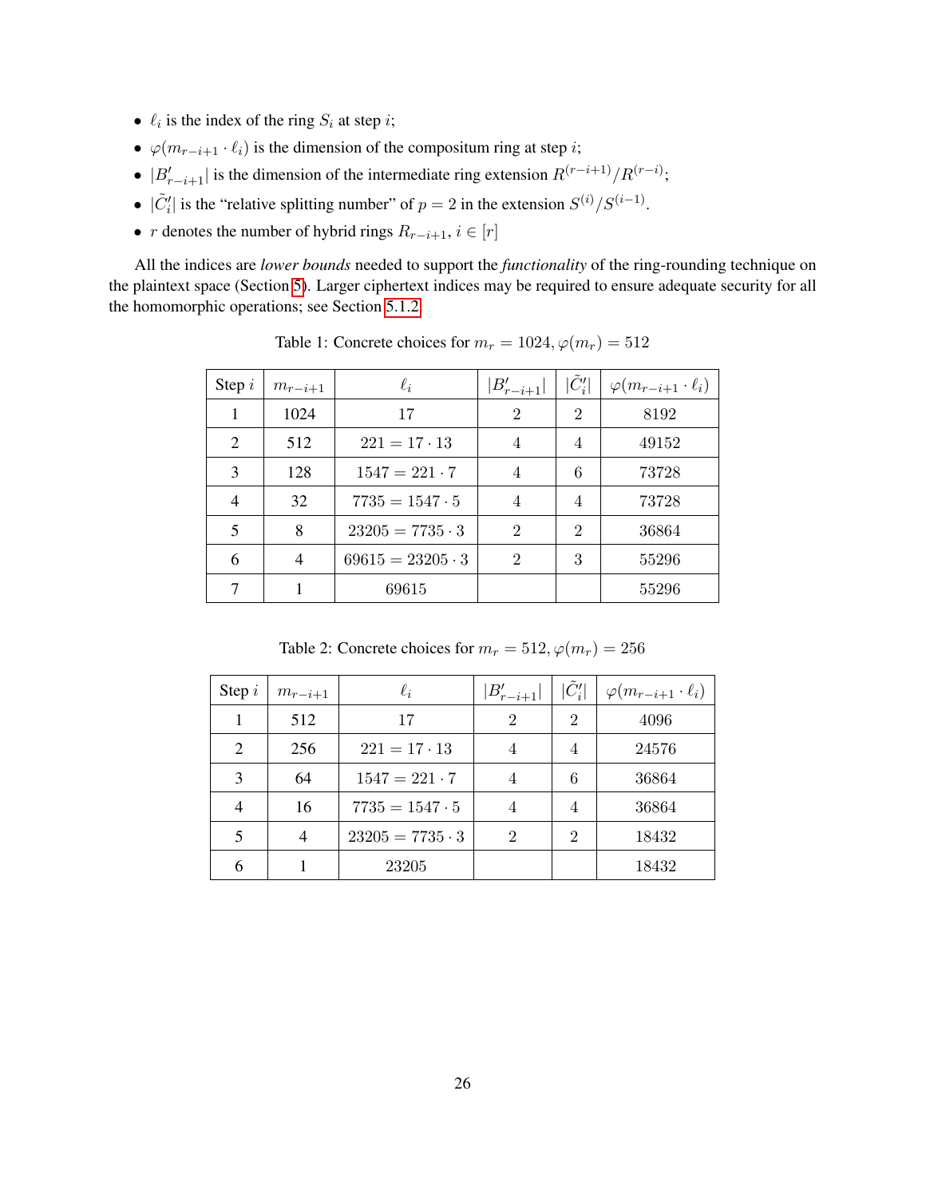- $\ell_i$ is the index of the ring $S_i$ at step $i$;
- $\varphi(m_{r-i+1} \cdot \ell_i)$ is the dimension of the compositum ring at step $i$;
- $|B'_{r-i+1}|$ is the dimension of the intermediate ring extension $R^{(r-i+1)}/R^{(r-i)}$;
- $|\tilde{C}'_i|$ is the "relative splitting number" of $p = 2$ in the extension $S^{(i)}/S^{(i-1)}$.
- $r$ denotes the number of hybrid rings $R_{r-i+1}$, $i \in [r]$

All the indices are *lower bounds* needed to support the *functionality* of the ring-rounding technique on the plaintext space (Section 5). Larger ciphertext indices may be required to ensure adequate security for all the homomorphic operations; see Section 5.1.2.

Table 1: Concrete choices for $m_r = 1024, \varphi(m_r) = 512$

| Step $i$ | $m_{r-i+1}$ | $\ell_i$ | $\lvert B'_{r-i+1}\rvert$ | $\lvert\tilde{C}'_i\rvert$ | $\varphi(m_{r-i+1} \cdot \ell_i)$ |
|---|---|---|---|---|---|
| 1 | 1024 | 17 | 2 | 2 | 8192 |
| 2 | 512 | $221 = 17 \cdot 13$ | 4 | 4 | 49152 |
| 3 | 128 | $1547 = 221 \cdot 7$ | 4 | 6 | 73728 |
| 4 | 32 | $7735 = 1547 \cdot 5$ | 4 | 4 | 73728 |
| 5 | 8 | $23205 = 7735 \cdot 3$ | 2 | 2 | 36864 |
| 6 | 4 | $69615 = 23205 \cdot 3$ | 2 | 3 | 55296 |
| 7 | 1 | 69615 | | | 55296 |

Table 2: Concrete choices for $m_r = 512, \varphi(m_r) = 256$

| Step $i$ | $m_{r-i+1}$ | $\ell_i$ | $\lvert B'_{r-i+1}\rvert$ | $\lvert\tilde{C}'_i\rvert$ | $\varphi(m_{r-i+1} \cdot \ell_i)$ |
|---|---|---|---|---|---|
| 1 | 512 | 17 | 2 | 2 | 4096 |
| 2 | 256 | $221 = 17 \cdot 13$ | 4 | 4 | 24576 |
| 3 | 64 | $1547 = 221 \cdot 7$ | 4 | 6 | 36864 |
| 4 | 16 | $7735 = 1547 \cdot 5$ | 4 | 4 | 36864 |
| 5 | 4 | $23205 = 7735 \cdot 3$ | 2 | 2 | 18432 |
| 6 | 1 | 23205 | | | 18432 |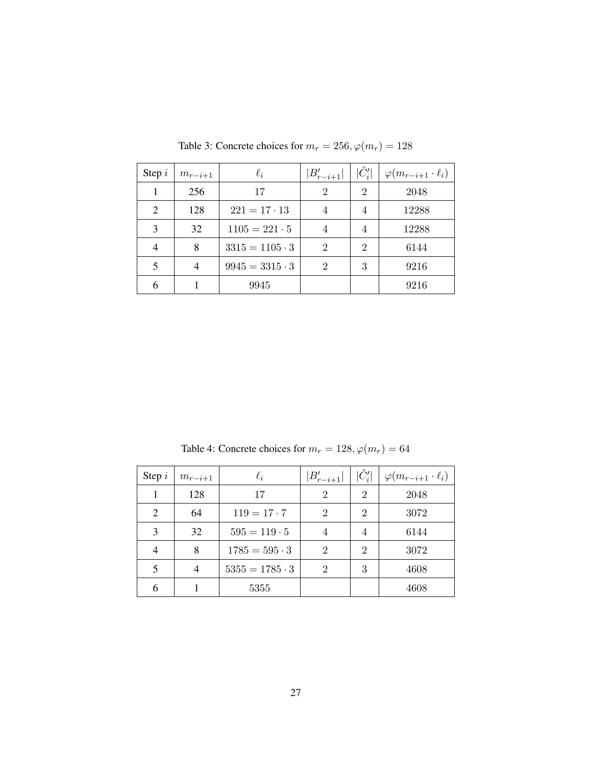Table 3: Concrete choices for $m_r = 256, \varphi(m_r) = 128$

| Step $i$ | $m_{r-i+1}$ | $\ell_i$ | $\lvert B'_{r-i+1}\rvert$ | $\lvert\tilde{C}'_i\rvert$ | $\varphi(m_{r-i+1} \cdot \ell_i)$ |
|---|---|---|---|---|---|
| 1 | 256 | $17$ | $2$ | $2$ | $2048$ |
| 2 | 128 | $221 = 17 \cdot 13$ | $4$ | $4$ | $12288$ |
| 3 | 32 | $1105 = 221 \cdot 5$ | $4$ | $4$ | $12288$ |
| 4 | 8 | $3315 = 1105 \cdot 3$ | $2$ | $2$ | $6144$ |
| 5 | 4 | $9945 = 3315 \cdot 3$ | $2$ | $3$ | $9216$ |
| 6 | 1 | $9945$ | | | $9216$ |

Table 4: Concrete choices for $m_r = 128, \varphi(m_r) = 64$

| Step $i$ | $m_{r-i+1}$ | $\ell_i$ | $\lvert B'_{r-i+1}\rvert$ | $\lvert\tilde{C}'_i\rvert$ | $\varphi(m_{r-i+1} \cdot \ell_i)$ |
|---|---|---|---|---|---|
| 1 | 128 | $17$ | $2$ | $2$ | $2048$ |
| 2 | 64 | $119 = 17 \cdot 7$ | $2$ | $2$ | $3072$ |
| 3 | 32 | $595 = 119 \cdot 5$ | $4$ | $4$ | $6144$ |
| 4 | 8 | $1785 = 595 \cdot 3$ | $2$ | $2$ | $3072$ |
| 5 | 4 | $5355 = 1785 \cdot 3$ | $2$ | $3$ | $4608$ |
| 6 | 1 | $5355$ | | | $4608$ |